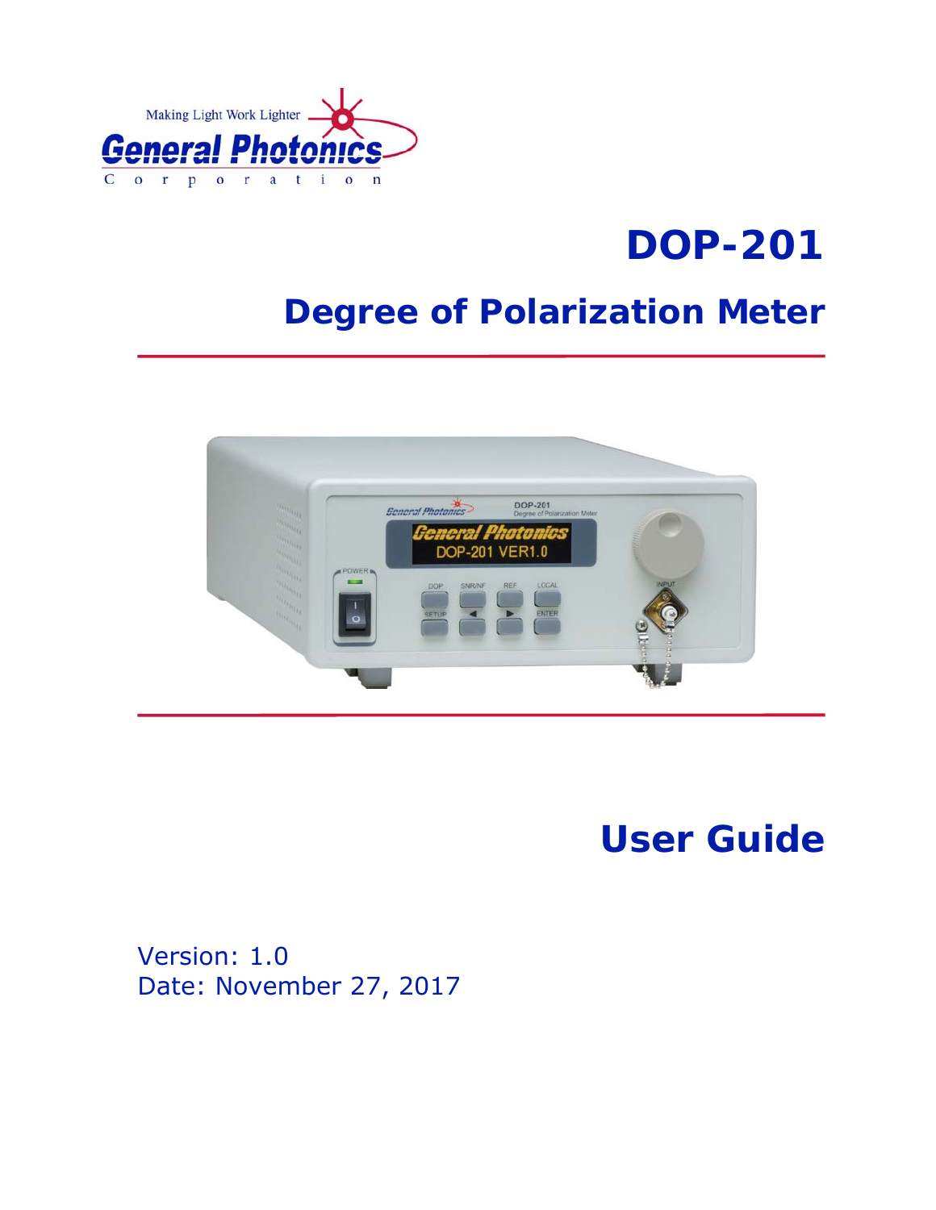Making Light Work Lighter

General Photonics Corporation

# DOP-201

## Degree of Polarization Meter

# User Guide

Version: 1.0
Date: November 27, 2017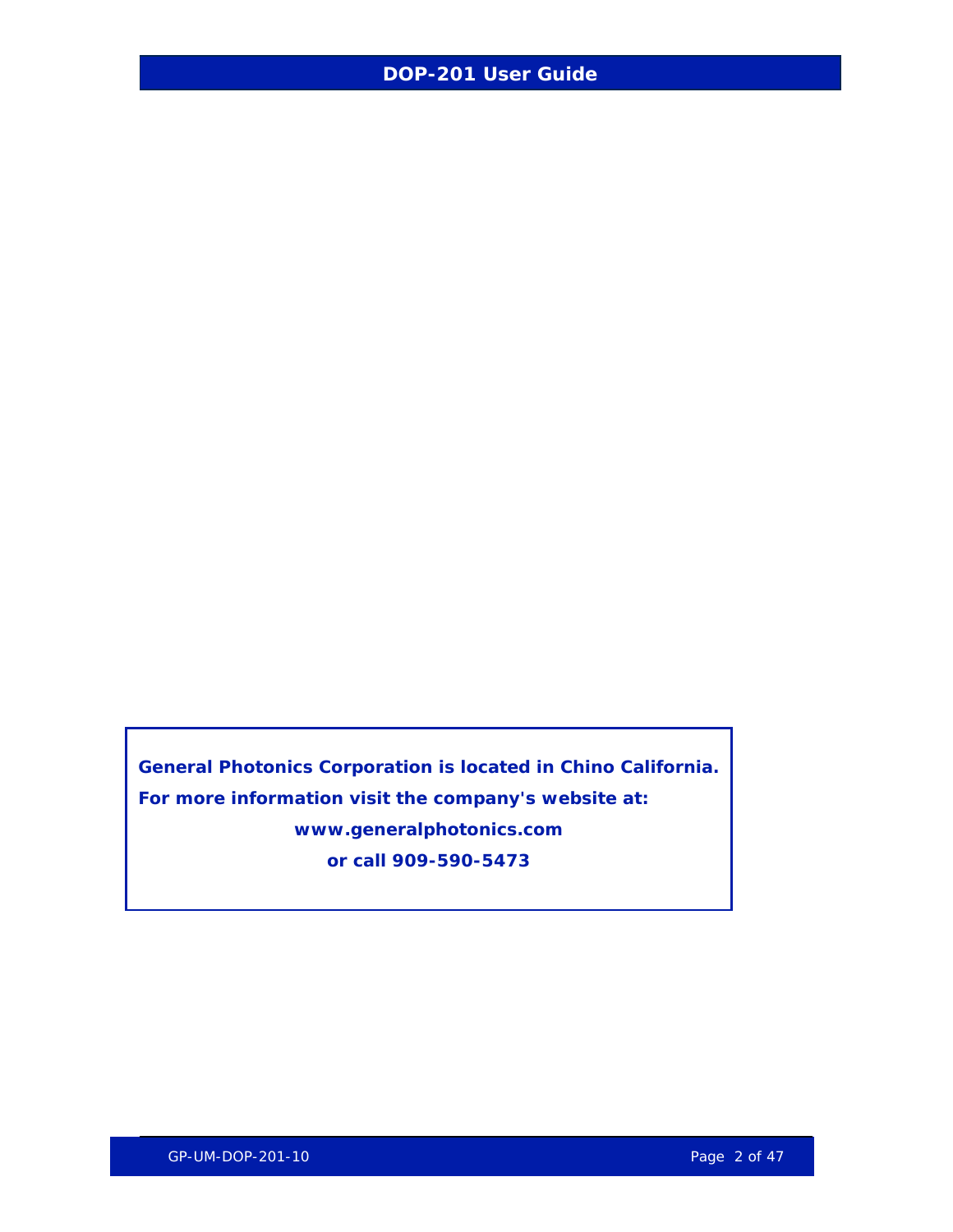**General Photonics Corporation is located in Chino California.**

**For more information visit the company's website at:**

**www.generalphotonics.com**

**or call 909-590-5473**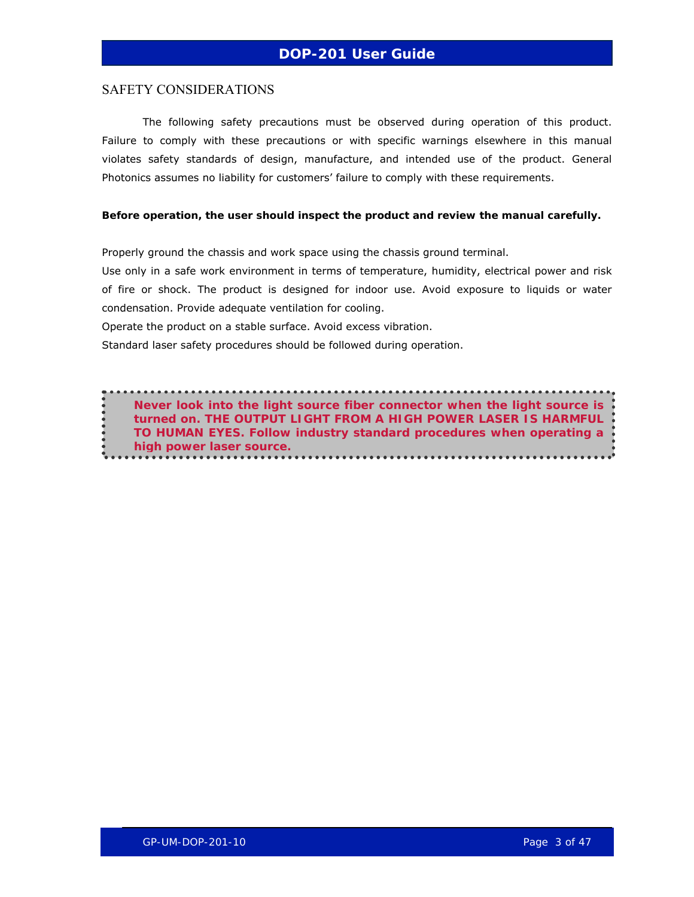## SAFETY CONSIDERATIONS

The following safety precautions must be observed during operation of this product. Failure to comply with these precautions or with specific warnings elsewhere in this manual violates safety standards of design, manufacture, and intended use of the product. General Photonics assumes no liability for customers' failure to comply with these requirements.

**Before operation, the user should inspect the product and review the manual carefully.**

Properly ground the chassis and work space using the chassis ground terminal.

Use only in a safe work environment in terms of temperature, humidity, electrical power and risk of fire or shock. The product is designed for indoor use. Avoid exposure to liquids or water condensation. Provide adequate ventilation for cooling.

Operate the product on a stable surface. Avoid excess vibration.

Standard laser safety procedures should be followed during operation.

> **Never look into the light source fiber connector when the light source is turned on. THE OUTPUT LIGHT FROM A HIGH POWER LASER IS HARMFUL TO HUMAN EYES. Follow industry standard procedures when operating a high power laser source.**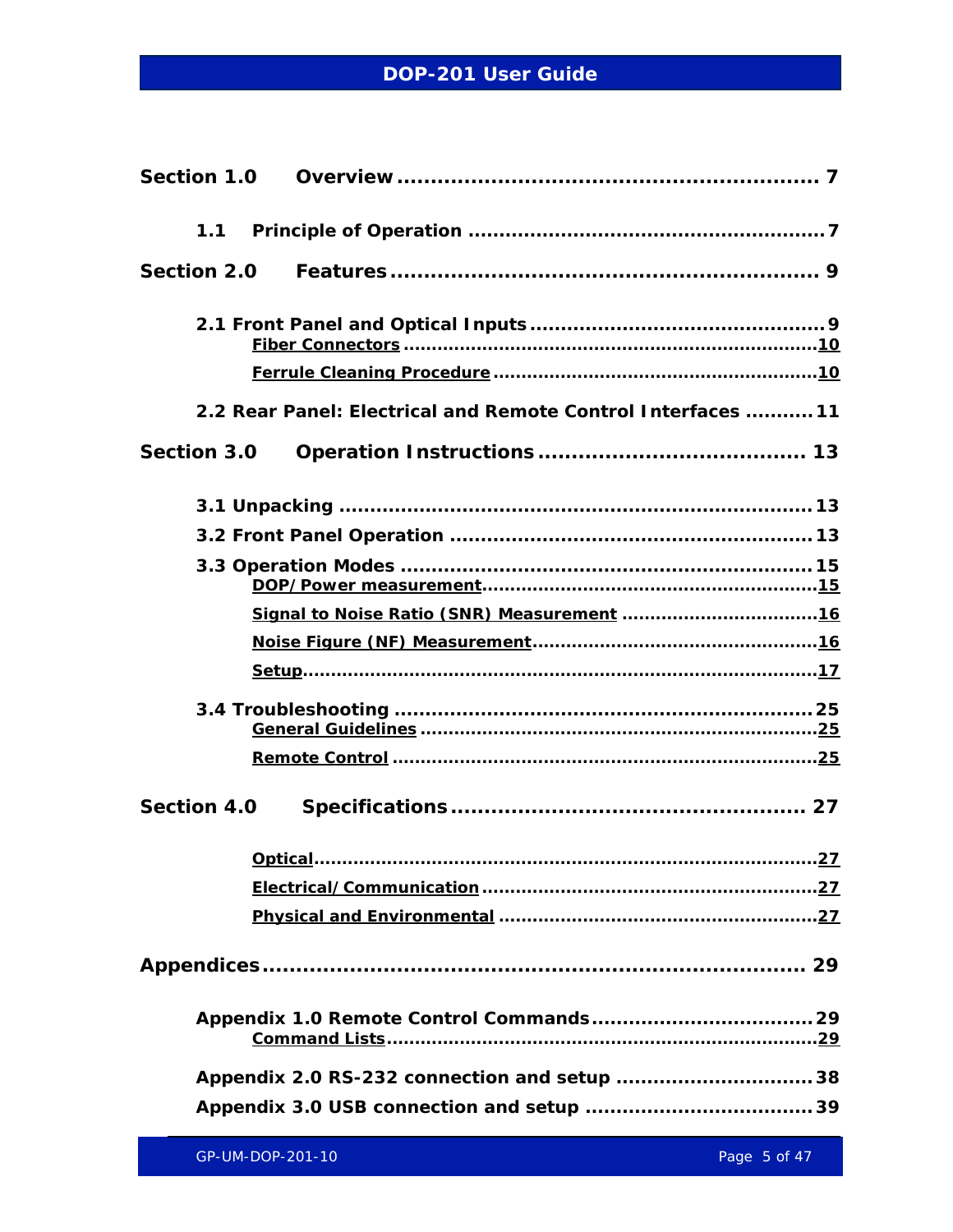**Section 1.0 Overview** ............................................................ 7

**1.1 Principle of Operation** ........................................................ 7

**Section 2.0 Features** ............................................................ 9

**2.1 Front Panel and Optical Inputs** ............................................ 9

**Fiber Connectors** ........................................................................ 10

**Ferrule Cleaning Procedure** ....................................................... 10

**2.2 Rear Panel: Electrical and Remote Control Interfaces** .......... 11

**Section 3.0 Operation Instructions** ...................................... 13

**3.1 Unpacking** ............................................................................ 13

**3.2 Front Panel Operation** .......................................................... 13

**3.3 Operation Modes** .................................................................. 15

**DOP/Power measurement** ........................................................ 15

**Signal to Noise Ratio (SNR) Measurement** ................................. 16

**Noise Figure (NF) Measurement** ................................................ 16

**Setup** ......................................................................................... 17

**3.4 Troubleshooting** ................................................................... 25

**General Guidelines** ................................................................... 25

**Remote Control** ......................................................................... 25

**Section 4.0 Specifications** ................................................... 27

**Optical** ....................................................................................... 27

**Electrical/Communication** ......................................................... 27

**Physical and Environmental** ...................................................... 27

**Appendices** ............................................................................. 29

**Appendix 1.0 Remote Control Commands** .................................. 29

**Command Lists** .......................................................................... 29

**Appendix 2.0 RS-232 connection and setup** ............................... 38

**Appendix 3.0 USB connection and setup** .................................... 39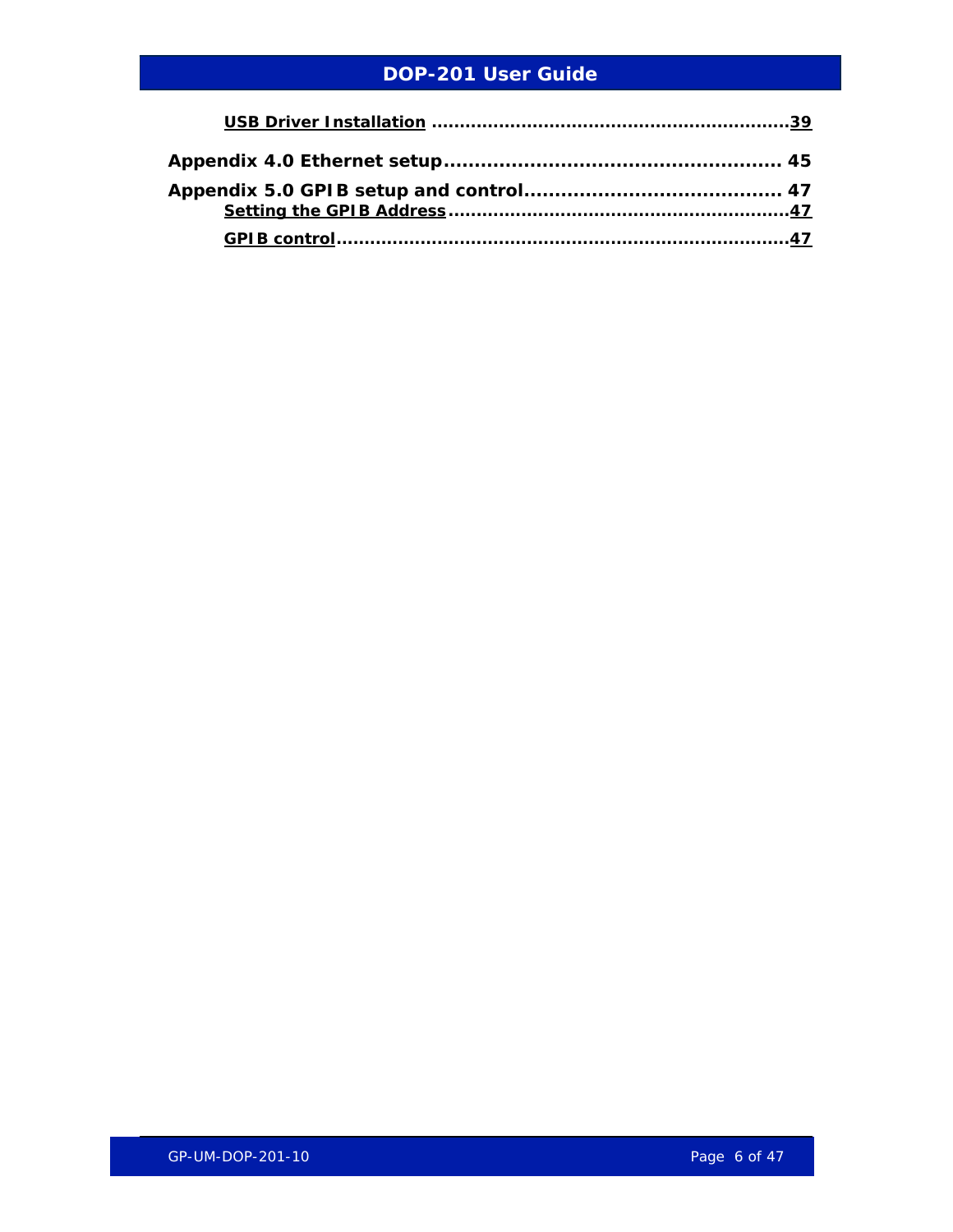**USB Driver Installation** .............................................................. 39

**Appendix 4.0 Ethernet setup**...................................................... 45

**Appendix 5.0 GPIB setup and control**......................................... 47

**Setting the GPIB Address**............................................................ 47

**GPIB control**................................................................................ 47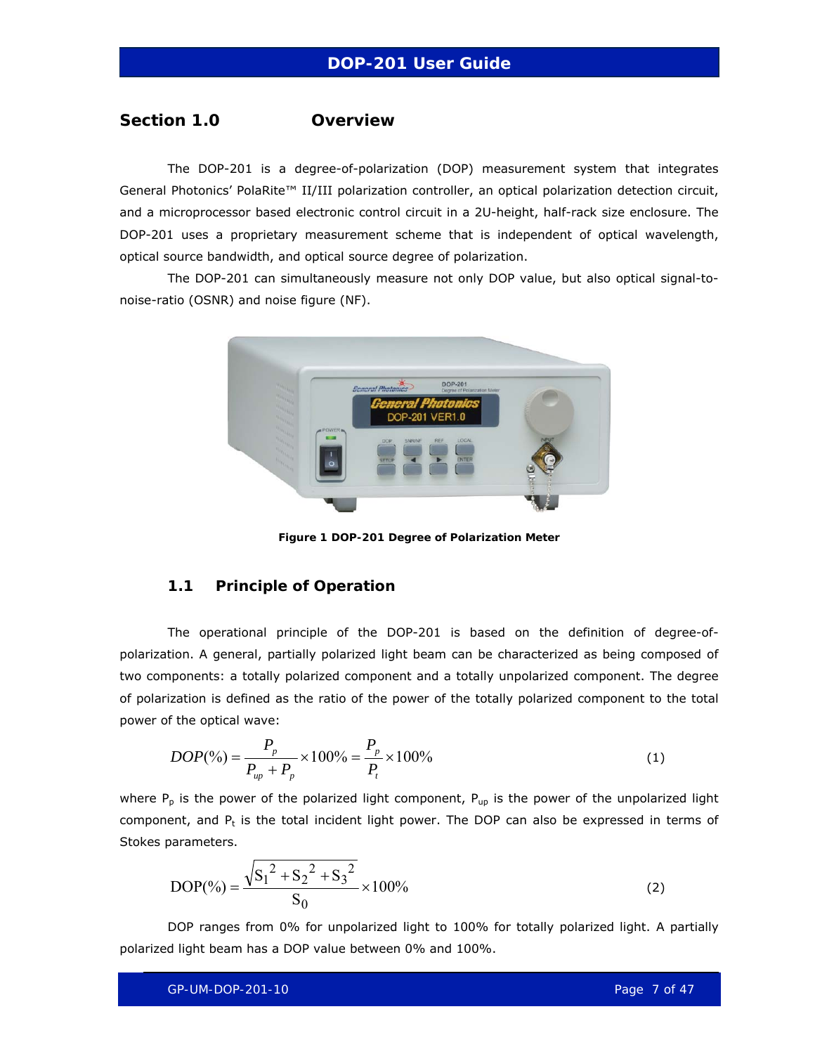## Section 1.0 Overview

The DOP-201 is a degree-of-polarization (DOP) measurement system that integrates General Photonics' PolaRite™ II/III polarization controller, an optical polarization detection circuit, and a microprocessor based electronic control circuit in a 2U-height, half-rack size enclosure. The DOP-201 uses a proprietary measurement scheme that is independent of optical wavelength, optical source bandwidth, and optical source degree of polarization.

The DOP-201 can simultaneously measure not only DOP value, but also optical signal-to-noise-ratio (OSNR) and noise figure (NF).

**Figure 1 DOP-201 Degree of Polarization Meter**

### 1.1 Principle of Operation

The operational principle of the DOP-201 is based on the definition of degree-of-polarization. A general, partially polarized light beam can be characterized as being composed of two components: a totally polarized component and a totally unpolarized component. The degree of polarization is defined as the ratio of the power of the totally polarized component to the total power of the optical wave:

$$DOP(\%) = \frac{P_p}{P_{up} + P_p} \times 100\% = \frac{P_p}{P_t} \times 100\% \quad (1)$$

where $P_p$ is the power of the polarized light component, $P_{up}$ is the power of the unpolarized light component, and $P_t$ is the total incident light power. The DOP can also be expressed in terms of Stokes parameters.

$$\mathrm{DOP}(\%) = \frac{\sqrt{S_1^2 + S_2^2 + S_3^2}}{S_0} \times 100\% \quad (2)$$

DOP ranges from 0% for unpolarized light to 100% for totally polarized light. A partially polarized light beam has a DOP value between 0% and 100%.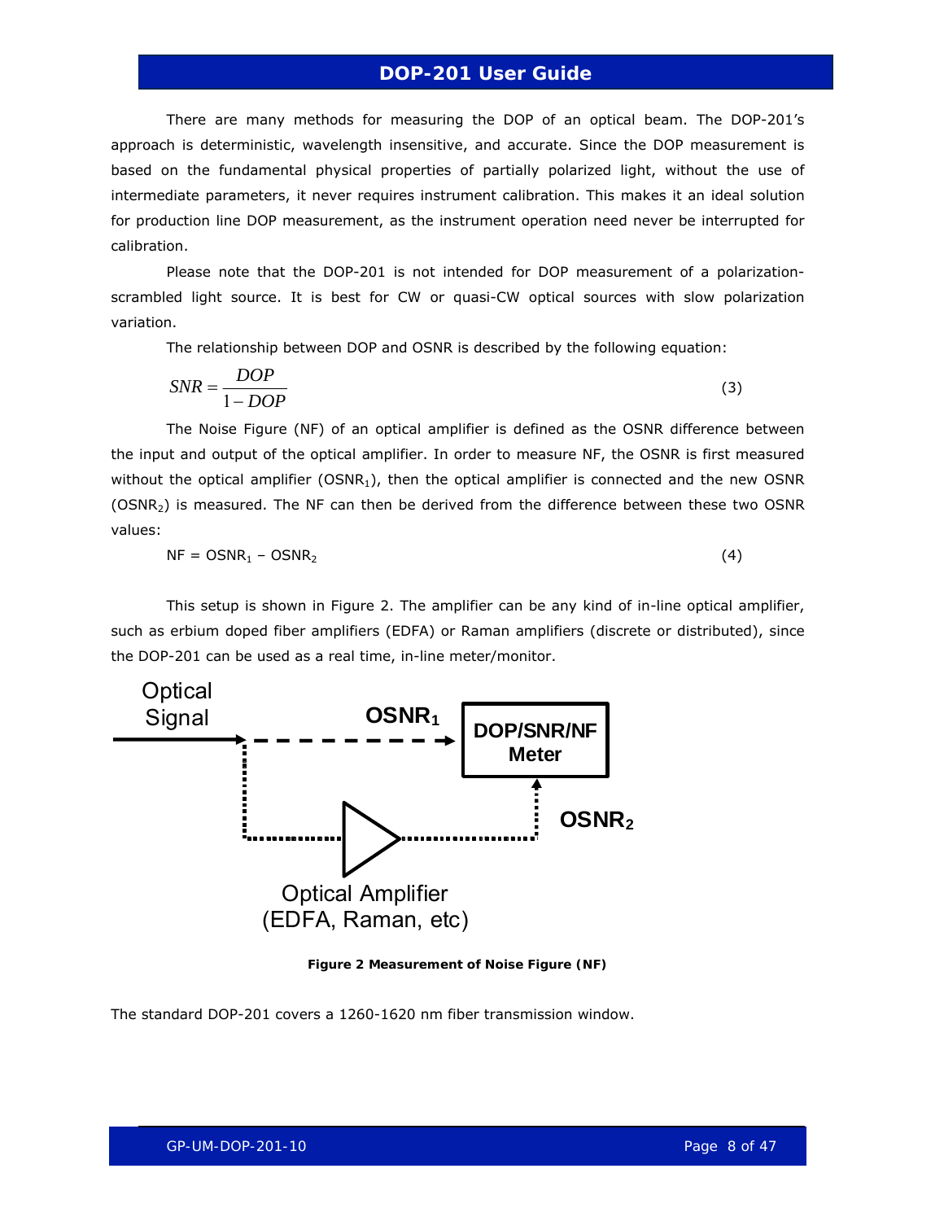There are many methods for measuring the DOP of an optical beam. The DOP-201's approach is deterministic, wavelength insensitive, and accurate. Since the DOP measurement is based on the fundamental physical properties of partially polarized light, without the use of intermediate parameters, it never requires instrument calibration. This makes it an ideal solution for production line DOP measurement, as the instrument operation need never be interrupted for calibration.

Please note that the DOP-201 is not intended for DOP measurement of a polarization-scrambled light source. It is best for CW or quasi-CW optical sources with slow polarization variation.

The relationship between DOP and OSNR is described by the following equation:

$$SNR = \frac{DOP}{1 - DOP} \tag{3}$$

The Noise Figure (NF) of an optical amplifier is defined as the OSNR difference between the input and output of the optical amplifier. In order to measure NF, the OSNR is first measured without the optical amplifier ($OSNR_1$), then the optical amplifier is connected and the new OSNR ($OSNR_2$) is measured. The NF can then be derived from the difference between these two OSNR values:

$$NF = OSNR_1 - OSNR_2 \tag{4}$$

This setup is shown in Figure 2. The amplifier can be any kind of in-line optical amplifier, such as erbium doped fiber amplifiers (EDFA) or Raman amplifiers (discrete or distributed), since the DOP-201 can be used as a real time, in-line meter/monitor.

**Figure 2 Measurement of Noise Figure (NF)**

The standard DOP-201 covers a 1260-1620 nm fiber transmission window.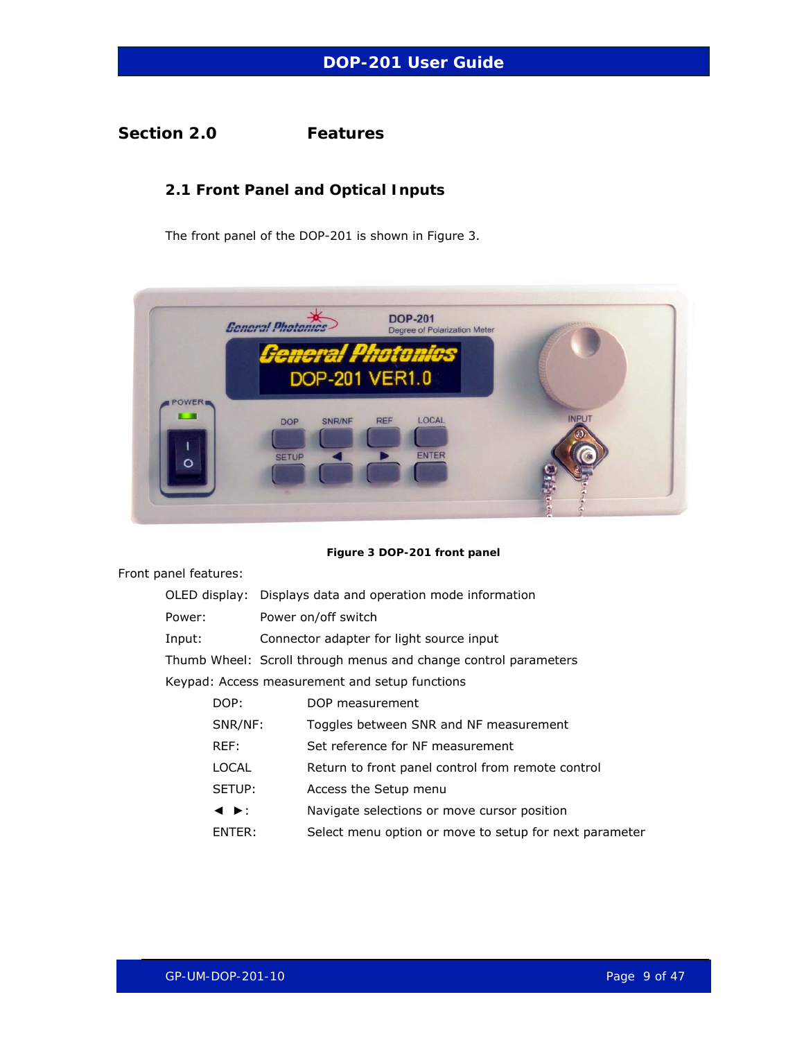# Section 2.0 Features

## 2.1 Front Panel and Optical Inputs

The front panel of the DOP-201 is shown in Figure 3.

**Figure 3 DOP-201 front panel**

Front panel features:

- OLED display: Displays data and operation mode information
- Power: Power on/off switch
- Input: Connector adapter for light source input
- Thumb Wheel: Scroll through menus and change control parameters
- Keypad: Access measurement and setup functions
  - DOP: DOP measurement
  - SNR/NF: Toggles between SNR and NF measurement
  - REF: Set reference for NF measurement
  - LOCAL: Return to front panel control from remote control
  - SETUP: Access the Setup menu
  - ◄ ►: Navigate selections or move cursor position
  - ENTER: Select menu option or move to setup for next parameter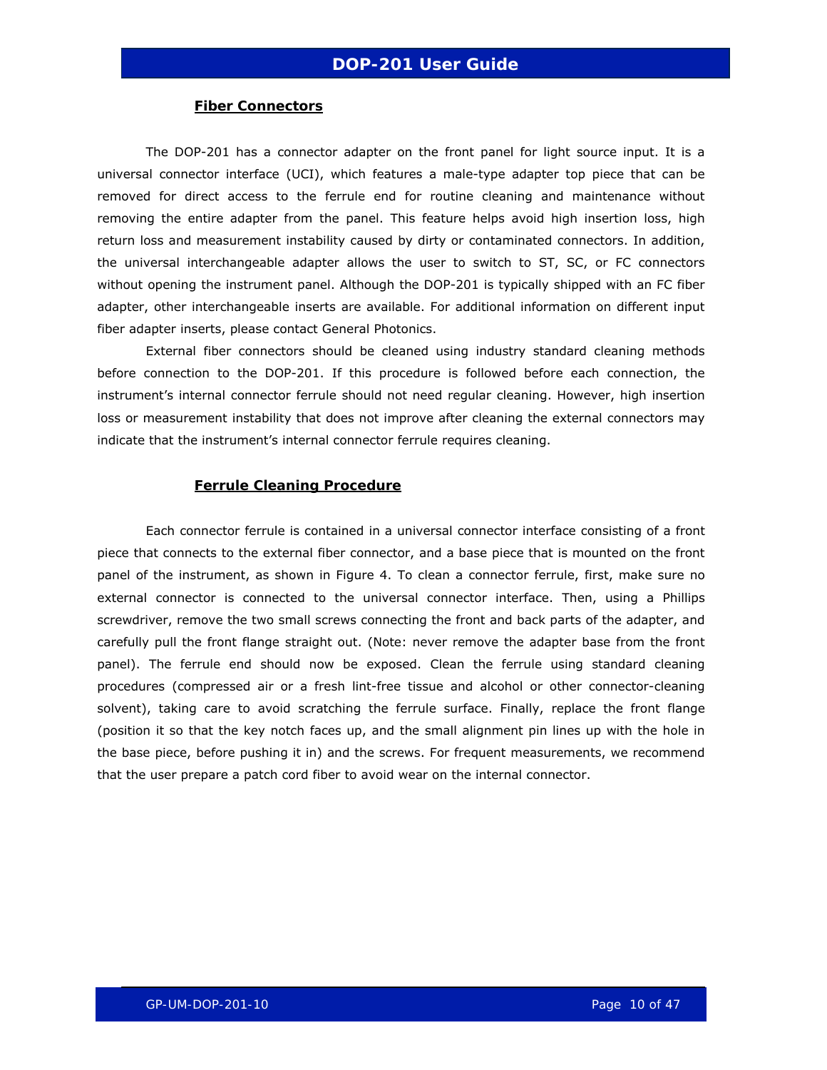### Fiber Connectors

The DOP-201 has a connector adapter on the front panel for light source input. It is a universal connector interface (UCI), which features a male-type adapter top piece that can be removed for direct access to the ferrule end for routine cleaning and maintenance without removing the entire adapter from the panel. This feature helps avoid high insertion loss, high return loss and measurement instability caused by dirty or contaminated connectors. In addition, the universal interchangeable adapter allows the user to switch to ST, SC, or FC connectors without opening the instrument panel. Although the DOP-201 is typically shipped with an FC fiber adapter, other interchangeable inserts are available. For additional information on different input fiber adapter inserts, please contact General Photonics.

External fiber connectors should be cleaned using industry standard cleaning methods before connection to the DOP-201. If this procedure is followed before each connection, the instrument's internal connector ferrule should not need regular cleaning. However, high insertion loss or measurement instability that does not improve after cleaning the external connectors may indicate that the instrument's internal connector ferrule requires cleaning.

### Ferrule Cleaning Procedure

Each connector ferrule is contained in a universal connector interface consisting of a front piece that connects to the external fiber connector, and a base piece that is mounted on the front panel of the instrument, as shown in Figure 4. To clean a connector ferrule, first, make sure no external connector is connected to the universal connector interface. Then, using a Phillips screwdriver, remove the two small screws connecting the front and back parts of the adapter, and carefully pull the front flange straight out. (Note: never remove the adapter base from the front panel). The ferrule end should now be exposed. Clean the ferrule using standard cleaning procedures (compressed air or a fresh lint-free tissue and alcohol or other connector-cleaning solvent), taking care to avoid scratching the ferrule surface. Finally, replace the front flange (position it so that the key notch faces up, and the small alignment pin lines up with the hole in the base piece, before pushing it in) and the screws. For frequent measurements, we recommend that the user prepare a patch cord fiber to avoid wear on the internal connector.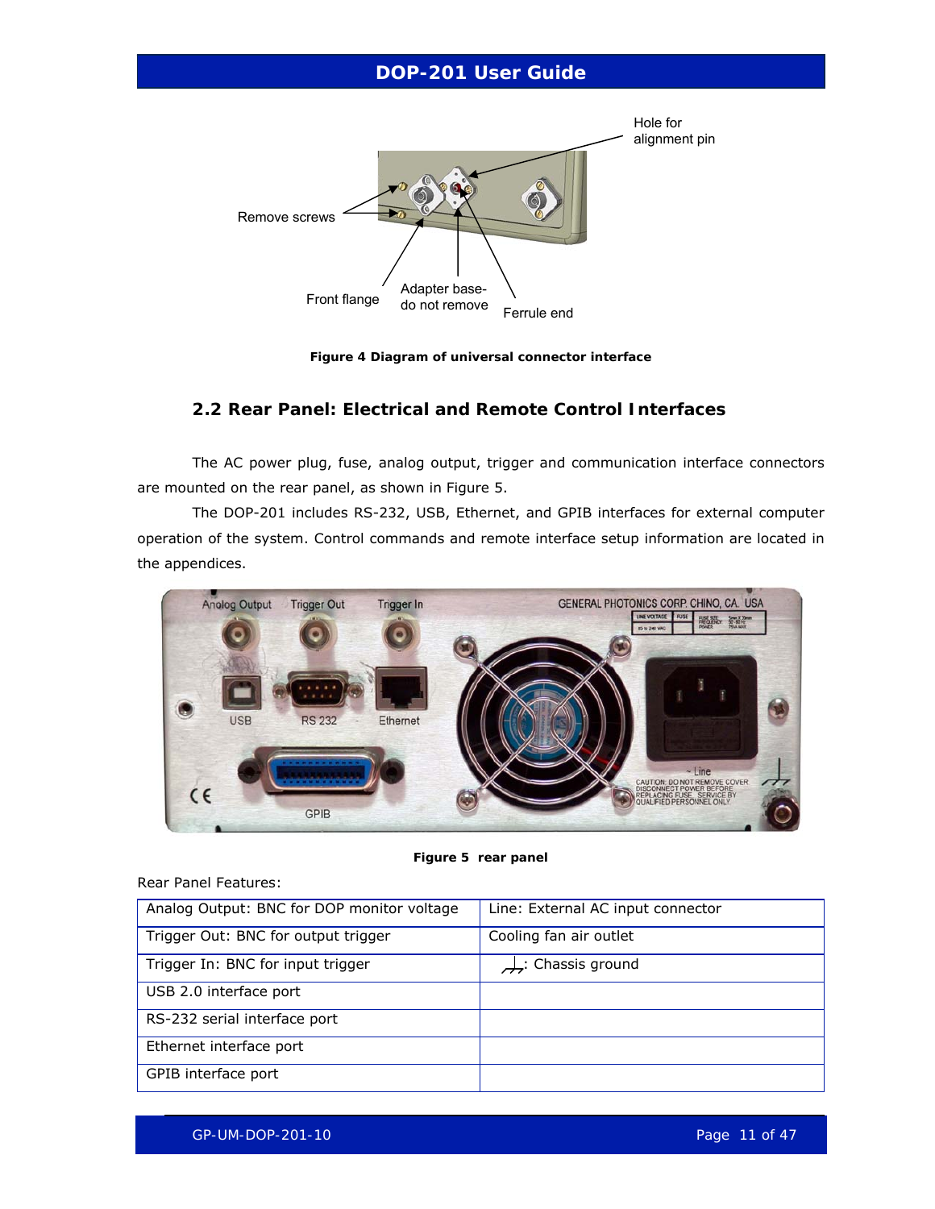Figure 4 Diagram of universal connector interface

## 2.2 Rear Panel: Electrical and Remote Control Interfaces

The AC power plug, fuse, analog output, trigger and communication interface connectors are mounted on the rear panel, as shown in Figure 5.

The DOP-201 includes RS-232, USB, Ethernet, and GPIB interfaces for external computer operation of the system. Control commands and remote interface setup information are located in the appendices.

Figure 5 rear panel

Rear Panel Features:

| Analog Output: BNC for DOP monitor voltage | Line: External AC input connector |
|---|---|
| Trigger Out: BNC for output trigger | Cooling fan air outlet |
| Trigger In: BNC for input trigger | ⏚: Chassis ground |
| USB 2.0 interface port | |
| RS-232 serial interface port | |
| Ethernet interface port | |
| GPIB interface port | |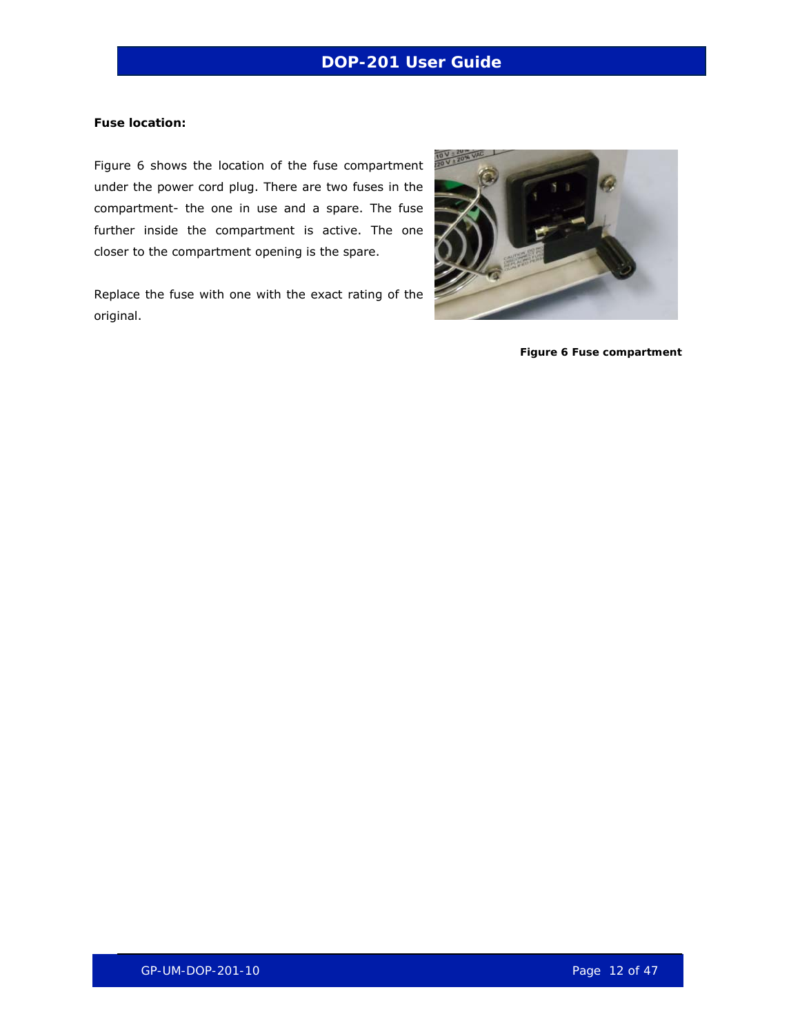**Fuse location:**

Figure 6 shows the location of the fuse compartment under the power cord plug. There are two fuses in the compartment- the one in use and a spare. The fuse further inside the compartment is active. The one closer to the compartment opening is the spare.

Replace the fuse with one with the exact rating of the original.

**Figure 6 Fuse compartment**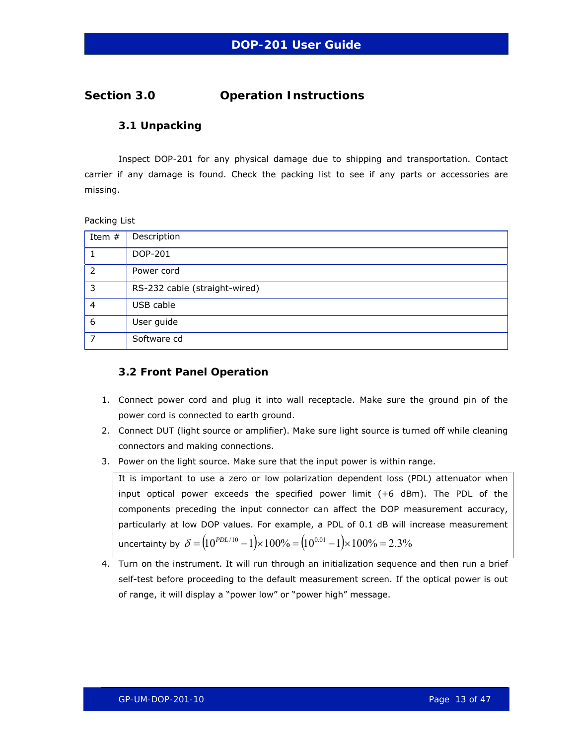## Section 3.0 Operation Instructions

### 3.1 Unpacking

Inspect DOP-201 for any physical damage due to shipping and transportation. Contact carrier if any damage is found. Check the packing list to see if any parts or accessories are missing.

Packing List

| Item # | Description |
|---|---|
| 1 | DOP-201 |
| 2 | Power cord |
| 3 | RS-232 cable (straight-wired) |
| 4 | USB cable |
| 6 | User guide |
| 7 | Software cd |

### 3.2 Front Panel Operation

1. Connect power cord and plug it into wall receptacle. Make sure the ground pin of the power cord is connected to earth ground.
2. Connect DUT (light source or amplifier). Make sure light source is turned off while cleaning connectors and making connections.
3. Power on the light source. Make sure that the input power is within range.

   It is important to use a zero or low polarization dependent loss (PDL) attenuator when input optical power exceeds the specified power limit (+6 dBm). The PDL of the components preceding the input connector can affect the DOP measurement accuracy, particularly at low DOP values. For example, a PDL of 0.1 dB will increase measurement uncertainty by $\delta = \left(10^{PDL/10} - 1\right) \times 100\% = \left(10^{0.01} - 1\right) \times 100\% = 2.3\%$

4. Turn on the instrument. It will run through an initialization sequence and then run a brief self-test before proceeding to the default measurement screen. If the optical power is out of range, it will display a "power low" or "power high" message.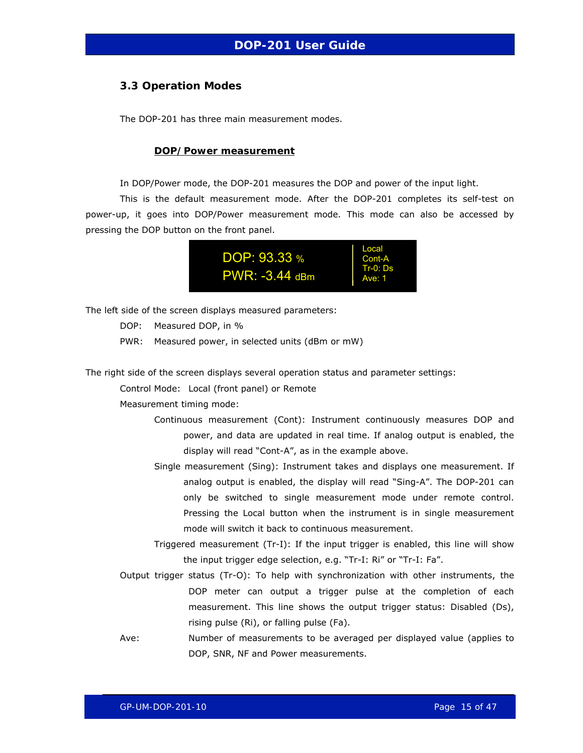## 3.3 Operation Modes

The DOP-201 has three main measurement modes.

### DOP/Power measurement

In DOP/Power mode, the DOP-201 measures the DOP and power of the input light.

This is the default measurement mode. After the DOP-201 completes its self-test on power-up, it goes into DOP/Power measurement mode. This mode can also be accessed by pressing the DOP button on the front panel.

```
DOP: 93.33 %        | Local
                    | Cont-A
PWR: -3.44 dBm      | Tr-0: Ds
                    | Ave: 1
```

The left side of the screen displays measured parameters:

DOP: Measured DOP, in %

PWR: Measured power, in selected units (dBm or mW)

The right side of the screen displays several operation status and parameter settings:

Control Mode: Local (front panel) or Remote

Measurement timing mode:

- Continuous measurement (Cont): Instrument continuously measures DOP and power, and data are updated in real time. If analog output is enabled, the display will read "Cont-A", as in the example above.
- Single measurement (Sing): Instrument takes and displays one measurement. If analog output is enabled, the display will read "Sing-A". The DOP-201 can only be switched to single measurement mode under remote control. Pressing the Local button when the instrument is in single measurement mode will switch it back to continuous measurement.
- Triggered measurement (Tr-I): If the input trigger is enabled, this line will show the input trigger edge selection, e.g. "Tr-I: Ri" or "Tr-I: Fa".

Output trigger status (Tr-O): To help with synchronization with other instruments, the DOP meter can output a trigger pulse at the completion of each measurement. This line shows the output trigger status: Disabled (Ds), rising pulse (Ri), or falling pulse (Fa).

Ave: Number of measurements to be averaged per displayed value (applies to DOP, SNR, NF and Power measurements.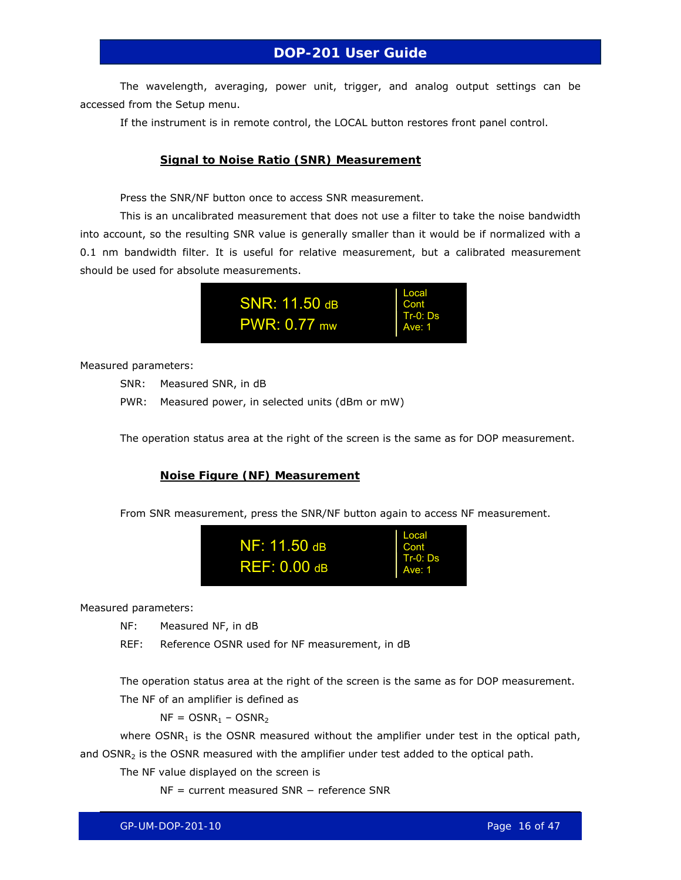The wavelength, averaging, power unit, trigger, and analog output settings can be accessed from the Setup menu.

If the instrument is in remote control, the LOCAL button restores front panel control.

### Signal to Noise Ratio (SNR) Measurement

Press the SNR/NF button once to access SNR measurement.

This is an uncalibrated measurement that does not use a filter to take the noise bandwidth into account, so the resulting SNR value is generally smaller than it would be if normalized with a 0.1 nm bandwidth filter. It is useful for relative measurement, but a calibrated measurement should be used for absolute measurements.

```
SNR: 11.50 dB      | Local
PWR: 0.77 mw       | Cont
                   | Tr-0: Ds
                   | Ave: 1
```

Measured parameters:

SNR: Measured SNR, in dB

PWR: Measured power, in selected units (dBm or mW)

The operation status area at the right of the screen is the same as for DOP measurement.

### Noise Figure (NF) Measurement

From SNR measurement, press the SNR/NF button again to access NF measurement.

```
NF: 11.50 dB       | Local
REF: 0.00 dB       | Cont
                   | Tr-0: Ds
                   | Ave: 1
```

Measured parameters:

NF: Measured NF, in dB

REF: Reference OSNR used for NF measurement, in dB

The operation status area at the right of the screen is the same as for DOP measurement.

The NF of an amplifier is defined as

$$NF = OSNR_1 - OSNR_2$$

where $OSNR_1$ is the OSNR measured without the amplifier under test in the optical path, and $OSNR_2$ is the OSNR measured with the amplifier under test added to the optical path.

The NF value displayed on the screen is

NF = current measured SNR − reference SNR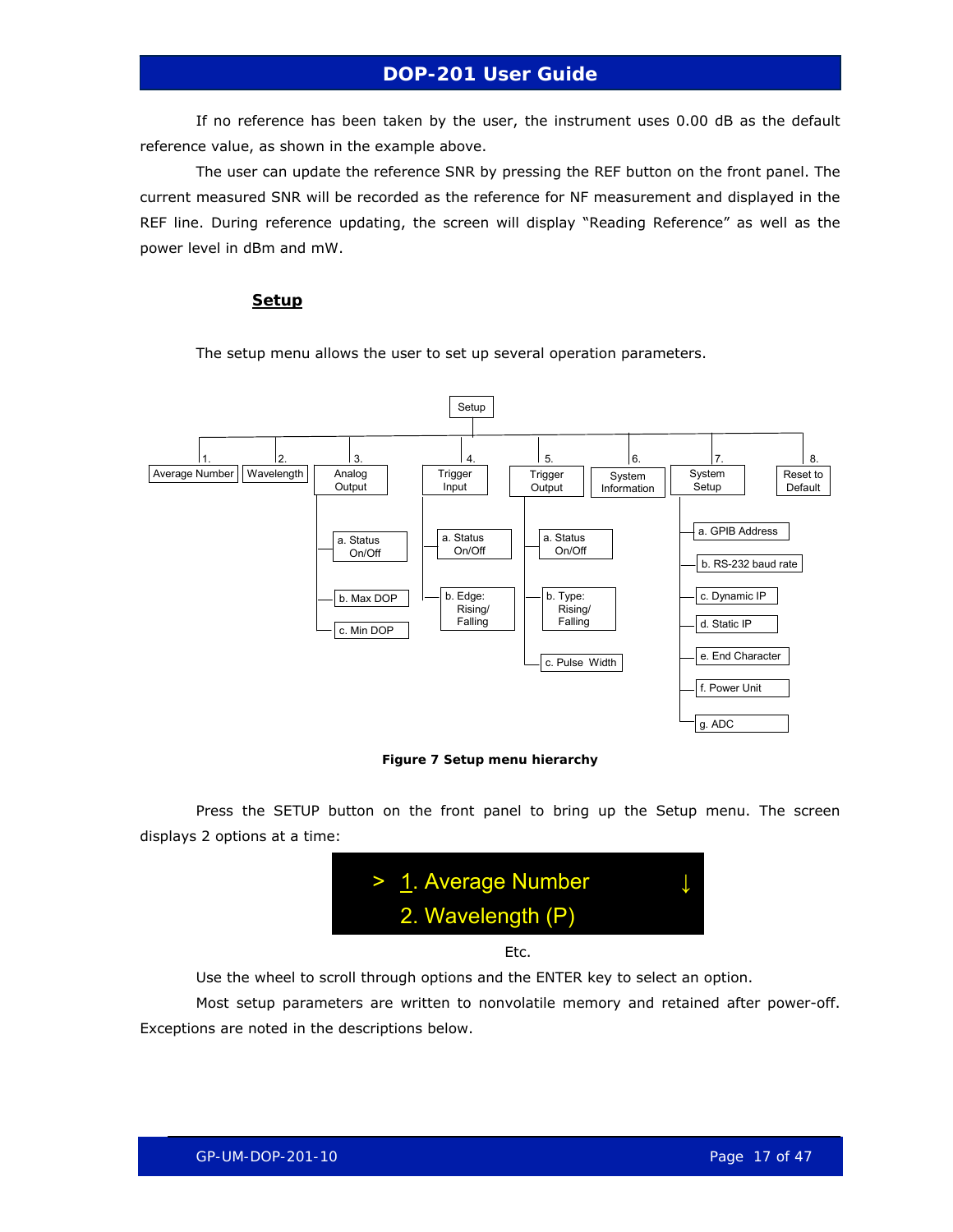If no reference has been taken by the user, the instrument uses 0.00 dB as the default reference value, as shown in the example above.

The user can update the reference SNR by pressing the REF button on the front panel. The current measured SNR will be recorded as the reference for NF measurement and displayed in the REF line. During reference updating, the screen will display "Reading Reference" as well as the power level in dBm and mW.

## Setup

The setup menu allows the user to set up several operation parameters.

- Setup
  - 1. Average Number
  - 2. Wavelength
  - 3. Analog Output
    - a. Status On/Off
    - b. Max DOP
    - c. Min DOP
  - 4. Trigger Input
    - a. Status On/Off
    - b. Edge: Rising/Falling
  - 5. Trigger Output
    - a. Status On/Off
    - b. Type: Rising/Falling
    - c. Pulse Width
  - 6. System Information
  - 7. System Setup
    - a. GPIB Address
    - b. RS-232 baud rate
    - c. Dynamic IP
    - d. Static IP
    - e. End Character
    - f. Power Unit
    - g. ADC
  - 8. Reset to Default

**Figure 7 Setup menu hierarchy**

Press the SETUP button on the front panel to bring up the Setup menu. The screen displays 2 options at a time:

```
> 1. Average Number     ↓
  2. Wavelength (P)
```

Etc.

Use the wheel to scroll through options and the ENTER key to select an option.

Most setup parameters are written to nonvolatile memory and retained after power-off. Exceptions are noted in the descriptions below.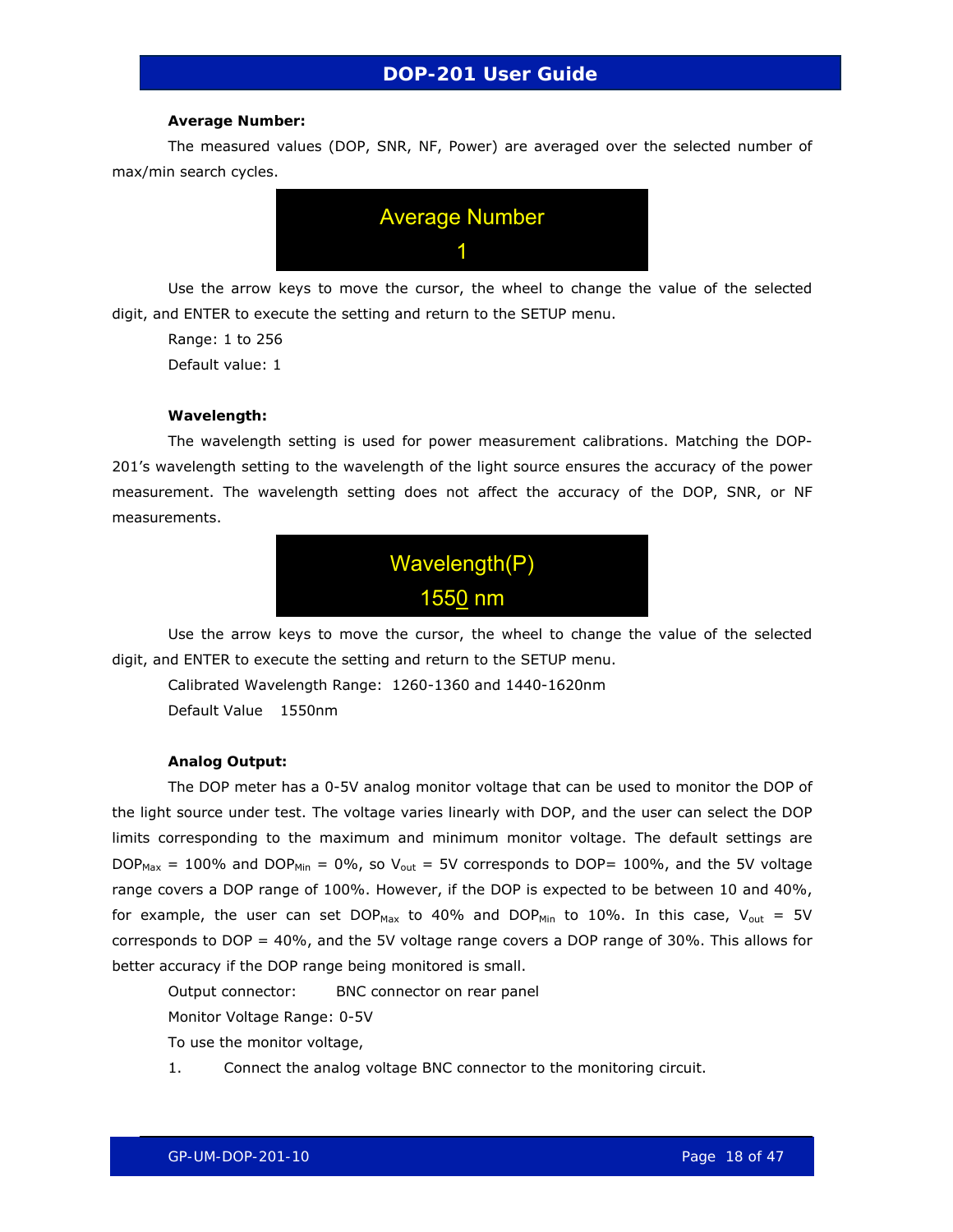**Average Number:**

The measured values (DOP, SNR, NF, Power) are averaged over the selected number of max/min search cycles.

```
Average Number
1
```

Use the arrow keys to move the cursor, the wheel to change the value of the selected digit, and ENTER to execute the setting and return to the SETUP menu.

Range: 1 to 256

Default value: 1

**Wavelength:**

The wavelength setting is used for power measurement calibrations. Matching the DOP-201's wavelength setting to the wavelength of the light source ensures the accuracy of the power measurement. The wavelength setting does not affect the accuracy of the DOP, SNR, or NF measurements.

```
Wavelength(P)
1550 nm
```

Use the arrow keys to move the cursor, the wheel to change the value of the selected digit, and ENTER to execute the setting and return to the SETUP menu.

Calibrated Wavelength Range: 1260-1360 and 1440-1620nm

Default Value 1550nm

**Analog Output:**

The DOP meter has a 0-5V analog monitor voltage that can be used to monitor the DOP of the light source under test. The voltage varies linearly with DOP, and the user can select the DOP limits corresponding to the maximum and minimum monitor voltage. The default settings are $DOP_{Max}$ = 100% and $DOP_{Min}$ = 0%, so $V_{out}$ = 5V corresponds to DOP= 100%, and the 5V voltage range covers a DOP range of 100%. However, if the DOP is expected to be between 10 and 40%, for example, the user can set $DOP_{Max}$ to 40% and $DOP_{Min}$ to 10%. In this case, $V_{out}$ = 5V corresponds to DOP = 40%, and the 5V voltage range covers a DOP range of 30%. This allows for better accuracy if the DOP range being monitored is small.

Output connector: BNC connector on rear panel

Monitor Voltage Range: 0-5V

To use the monitor voltage,

1. Connect the analog voltage BNC connector to the monitoring circuit.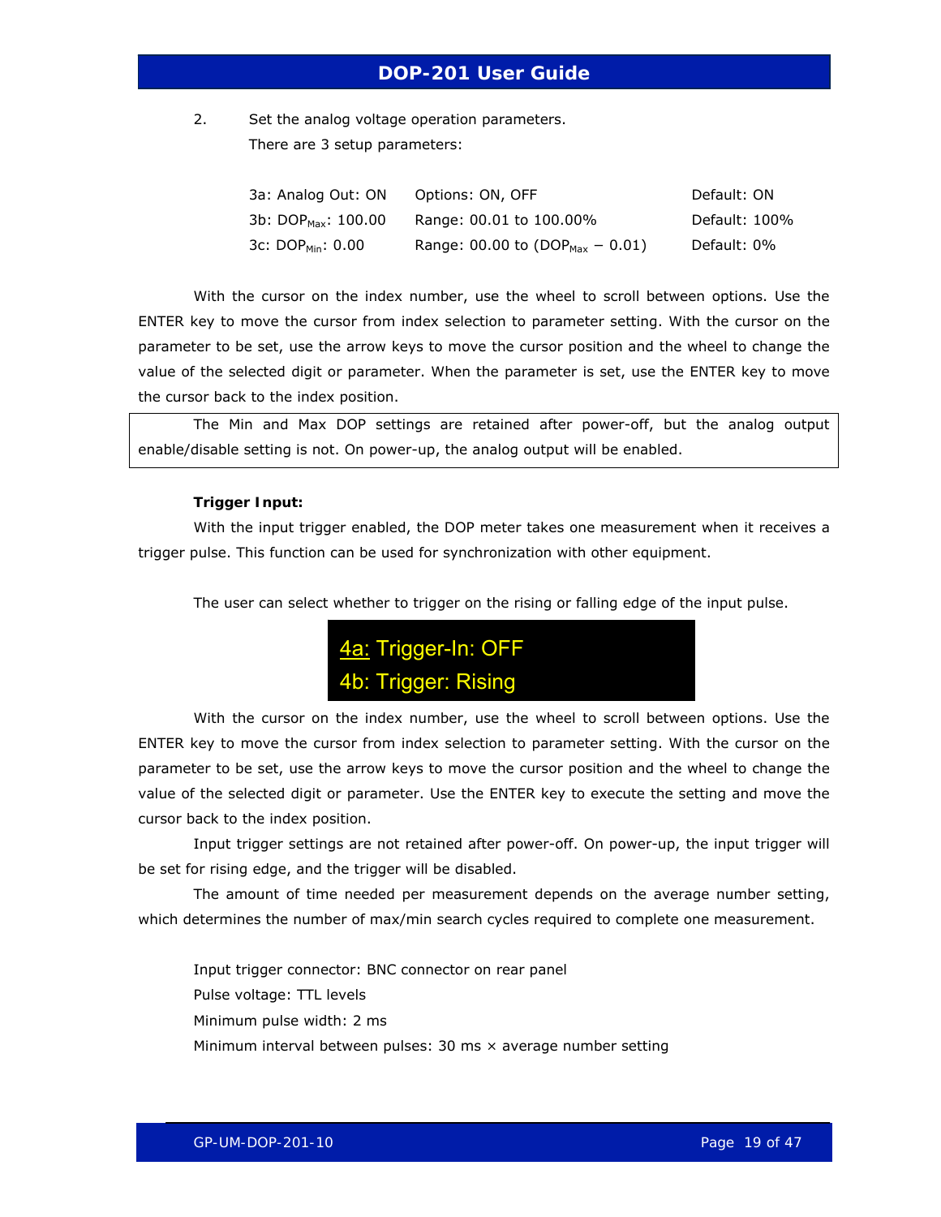2. Set the analog voltage operation parameters.
   There are 3 setup parameters:

| | | |
|---|---|---|
| 3a: Analog Out: ON | Options: ON, OFF | Default: ON |
| 3b: $DOP_{Max}$: 100.00 | Range: 00.01 to 100.00% | Default: 100% |
| 3c: $DOP_{Min}$: 0.00 | Range: 00.00 to ($DOP_{Max}$ − 0.01) | Default: 0% |

With the cursor on the index number, use the wheel to scroll between options. Use the ENTER key to move the cursor from index selection to parameter setting. With the cursor on the parameter to be set, use the arrow keys to move the cursor position and the wheel to change the value of the selected digit or parameter. When the parameter is set, use the ENTER key to move the cursor back to the index position.

> The Min and Max DOP settings are retained after power-off, but the analog output enable/disable setting is not. On power-up, the analog output will be enabled.

**Trigger Input:**

With the input trigger enabled, the DOP meter takes one measurement when it receives a trigger pulse. This function can be used for synchronization with other equipment.

The user can select whether to trigger on the rising or falling edge of the input pulse.

```
4a: Trigger-In: OFF
4b: Trigger: Rising
```

With the cursor on the index number, use the wheel to scroll between options. Use the ENTER key to move the cursor from index selection to parameter setting. With the cursor on the parameter to be set, use the arrow keys to move the cursor position and the wheel to change the value of the selected digit or parameter. Use the ENTER key to execute the setting and move the cursor back to the index position.

Input trigger settings are not retained after power-off. On power-up, the input trigger will be set for rising edge, and the trigger will be disabled.

The amount of time needed per measurement depends on the average number setting, which determines the number of max/min search cycles required to complete one measurement.

Input trigger connector: BNC connector on rear panel
Pulse voltage: TTL levels
Minimum pulse width: 2 ms
Minimum interval between pulses: 30 ms × average number setting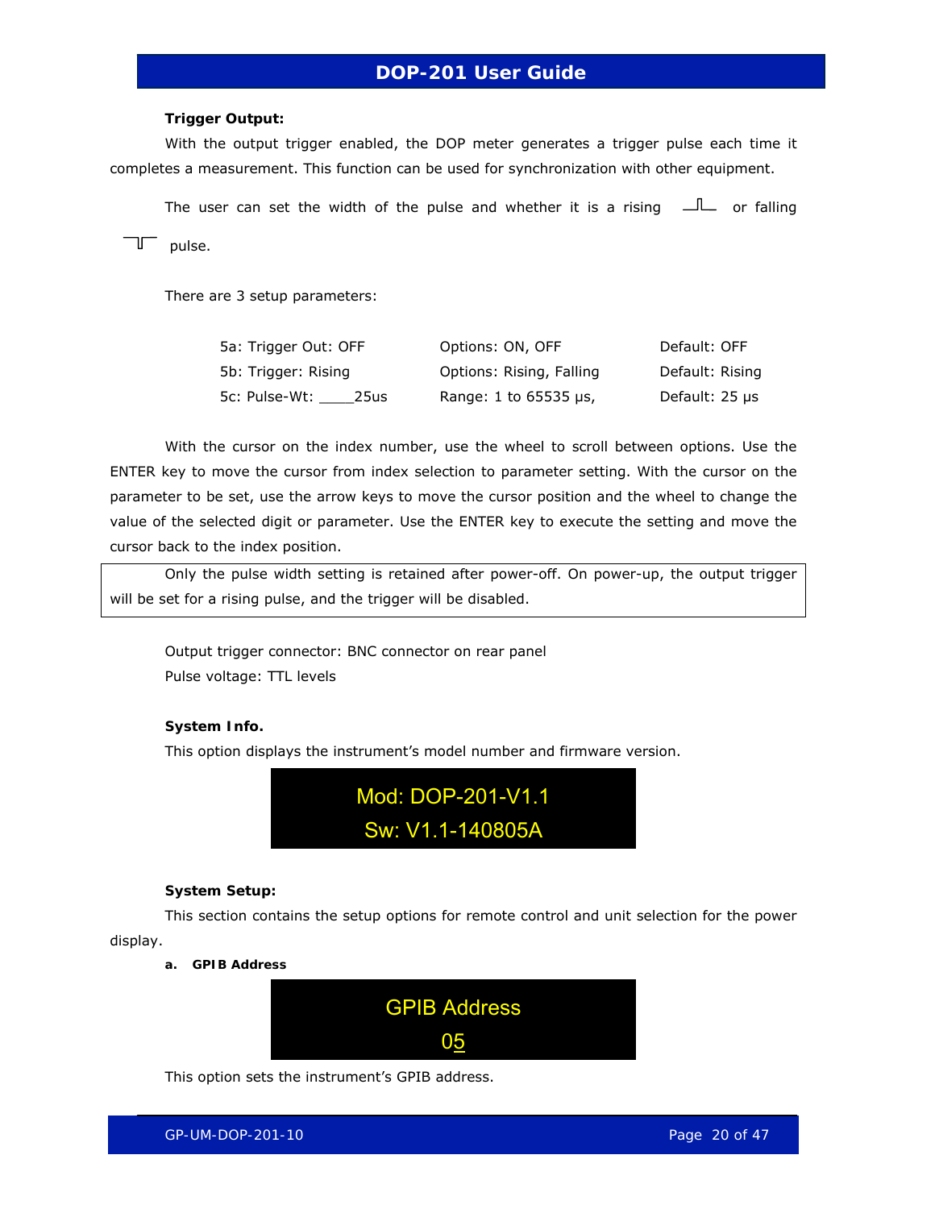**Trigger Output:**

With the output trigger enabled, the DOP meter generates a trigger pulse each time it completes a measurement. This function can be used for synchronization with other equipment.

The user can set the width of the pulse and whether it is a rising or falling pulse.

There are 3 setup parameters:

| | | |
|---|---|---|
| 5a: Trigger Out: OFF | Options: ON, OFF | Default: OFF |
| 5b: Trigger: Rising | Options: Rising, Falling | Default: Rising |
| 5c: Pulse-Wt: ____25us | Range: 1 to 65535 µs, | Default: 25 µs |

With the cursor on the index number, use the wheel to scroll between options. Use the ENTER key to move the cursor from index selection to parameter setting. With the cursor on the parameter to be set, use the arrow keys to move the cursor position and the wheel to change the value of the selected digit or parameter. Use the ENTER key to execute the setting and move the cursor back to the index position.

> Only the pulse width setting is retained after power-off. On power-up, the output trigger will be set for a rising pulse, and the trigger will be disabled.

Output trigger connector: BNC connector on rear panel
Pulse voltage: TTL levels

**System Info.**

This option displays the instrument's model number and firmware version.

Mod: DOP-201-V1.1
Sw: V1.1-140805A

**System Setup:**

This section contains the setup options for remote control and unit selection for the power display.

**a. GPIB Address**

GPIB Address
05

This option sets the instrument's GPIB address.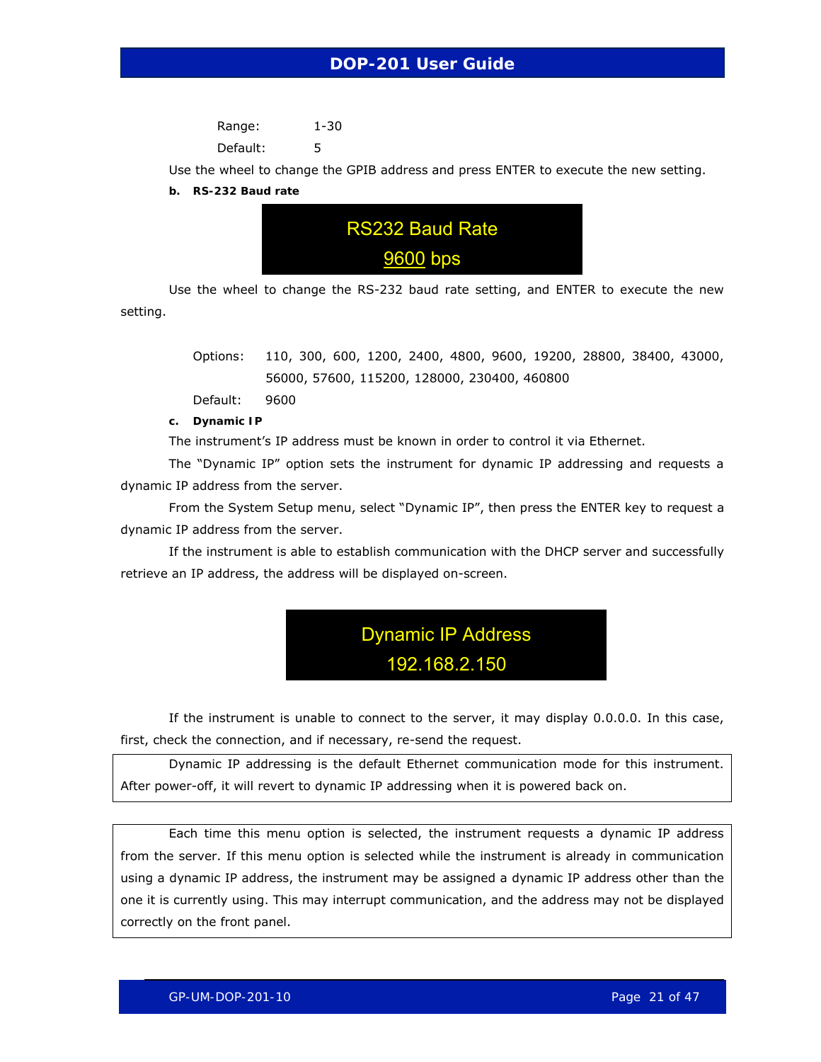Range: 1-30

Default: 5

Use the wheel to change the GPIB address and press ENTER to execute the new setting.

**b. RS-232 Baud rate**

RS232 Baud Rate

9600 bps

Use the wheel to change the RS-232 baud rate setting, and ENTER to execute the new setting.

Options: 110, 300, 600, 1200, 2400, 4800, 9600, 19200, 28800, 38400, 43000, 56000, 57600, 115200, 128000, 230400, 460800

Default: 9600

**c. Dynamic IP**

The instrument's IP address must be known in order to control it via Ethernet.

The "Dynamic IP" option sets the instrument for dynamic IP addressing and requests a dynamic IP address from the server.

From the System Setup menu, select "Dynamic IP", then press the ENTER key to request a dynamic IP address from the server.

If the instrument is able to establish communication with the DHCP server and successfully retrieve an IP address, the address will be displayed on-screen.

Dynamic IP Address

192.168.2.150

If the instrument is unable to connect to the server, it may display 0.0.0.0. In this case, first, check the connection, and if necessary, re-send the request.

> Dynamic IP addressing is the default Ethernet communication mode for this instrument. After power-off, it will revert to dynamic IP addressing when it is powered back on.

> Each time this menu option is selected, the instrument requests a dynamic IP address from the server. If this menu option is selected while the instrument is already in communication using a dynamic IP address, the instrument may be assigned a dynamic IP address other than the one it is currently using. This may interrupt communication, and the address may not be displayed correctly on the front panel.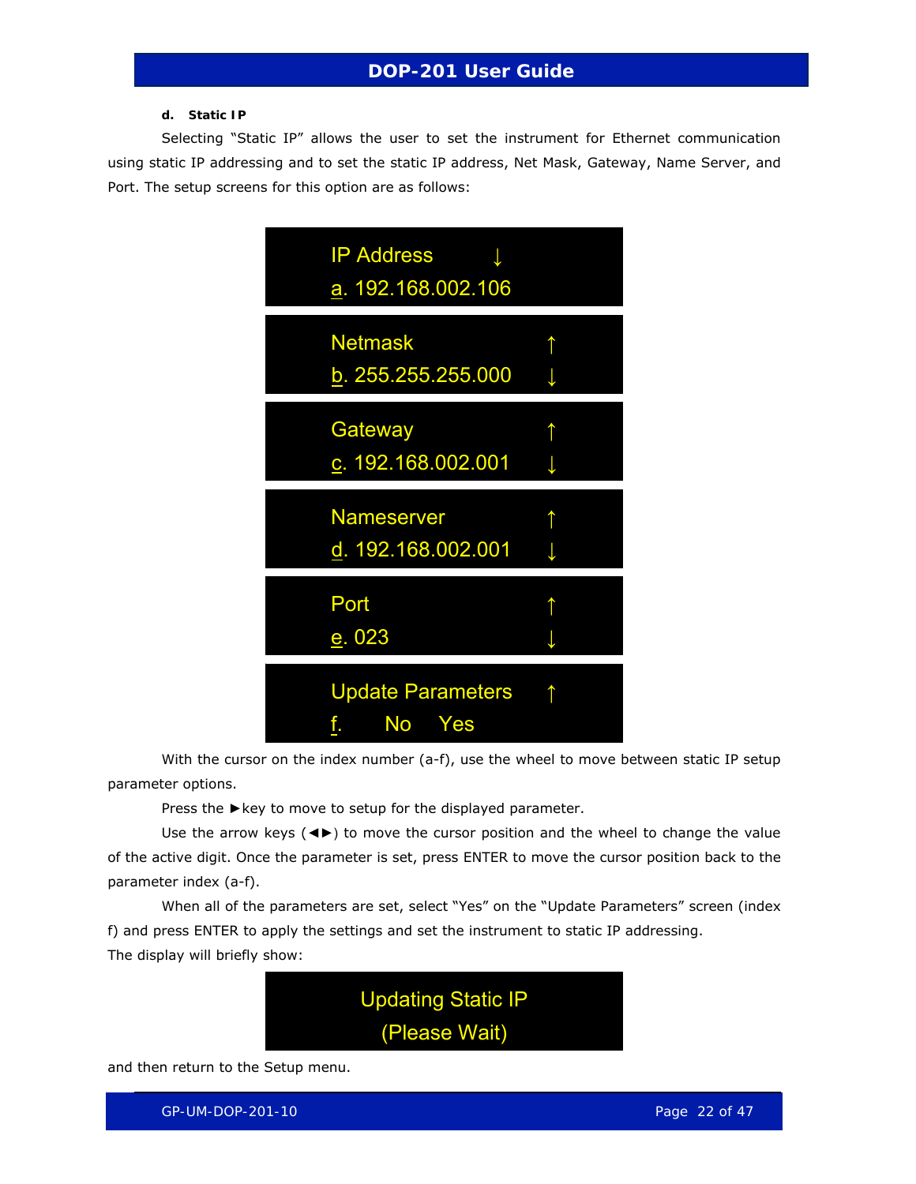#### d. Static IP

Selecting "Static IP" allows the user to set the instrument for Ethernet communication using static IP addressing and to set the static IP address, Net Mask, Gateway, Name Server, and Port. The setup screens for this option are as follows:

```
IP Address          ↓
a. 192.168.002.106
```

```
Netmask             ↑
b. 255.255.255.000  ↓
```

```
Gateway             ↑
c. 192.168.002.001  ↓
```

```
Nameserver          ↑
d. 192.168.002.001  ↓
```

```
Port                ↑
e. 023              ↓
```

```
Update Parameters   ↑
f.     No    Yes
```

With the cursor on the index number (a-f), use the wheel to move between static IP setup parameter options.

Press the ►key to move to setup for the displayed parameter.

Use the arrow keys (◄►) to move the cursor position and the wheel to change the value of the active digit. Once the parameter is set, press ENTER to move the cursor position back to the parameter index (a-f).

When all of the parameters are set, select "Yes" on the "Update Parameters" screen (index f) and press ENTER to apply the settings and set the instrument to static IP addressing.

The display will briefly show:

```
Updating Static IP
  (Please Wait)
```

and then return to the Setup menu.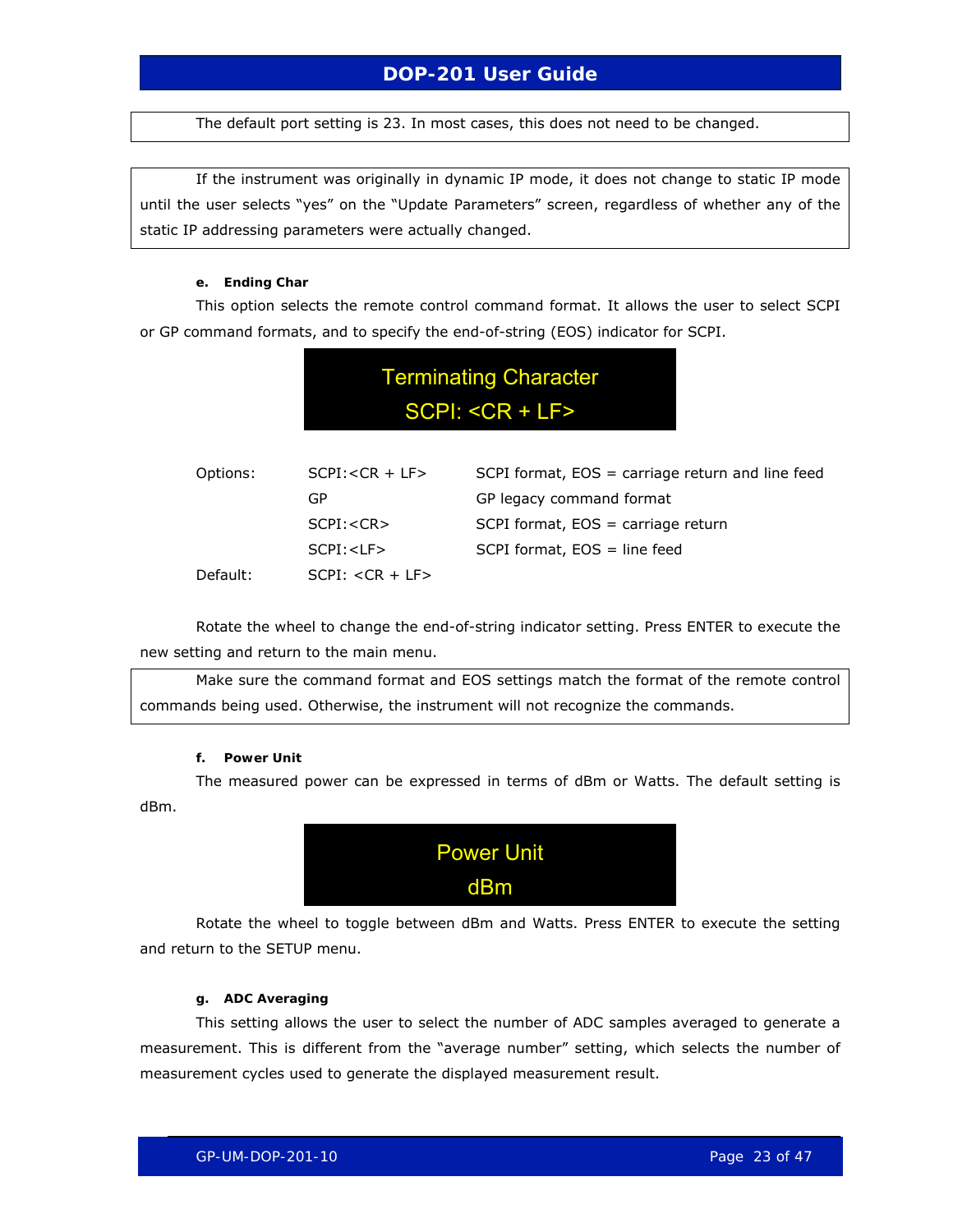> The default port setting is 23. In most cases, this does not need to be changed.

> If the instrument was originally in dynamic IP mode, it does not change to static IP mode until the user selects "yes" on the "Update Parameters" screen, regardless of whether any of the static IP addressing parameters were actually changed.

#### e. Ending Char

This option selects the remote control command format. It allows the user to select SCPI or GP command formats, and to specify the end-of-string (EOS) indicator for SCPI.

```
Terminating Character
SCPI: <CR + LF>
```

| | | |
|---|---|---|
| Options: | SCPI:<CR + LF> | SCPI format, EOS = carriage return and line feed |
| | GP | GP legacy command format |
| | SCPI:<CR> | SCPI format, EOS = carriage return |
| | SCPI:<LF> | SCPI format, EOS = line feed |
| Default: | SCPI: <CR + LF> | |

Rotate the wheel to change the end-of-string indicator setting. Press ENTER to execute the new setting and return to the main menu.

> Make sure the command format and EOS settings match the format of the remote control commands being used. Otherwise, the instrument will not recognize the commands.

#### f. Power Unit

The measured power can be expressed in terms of dBm or Watts. The default setting is dBm.

```
Power Unit
dBm
```

Rotate the wheel to toggle between dBm and Watts. Press ENTER to execute the setting and return to the SETUP menu.

#### g. ADC Averaging

This setting allows the user to select the number of ADC samples averaged to generate a measurement. This is different from the "average number" setting, which selects the number of measurement cycles used to generate the displayed measurement result.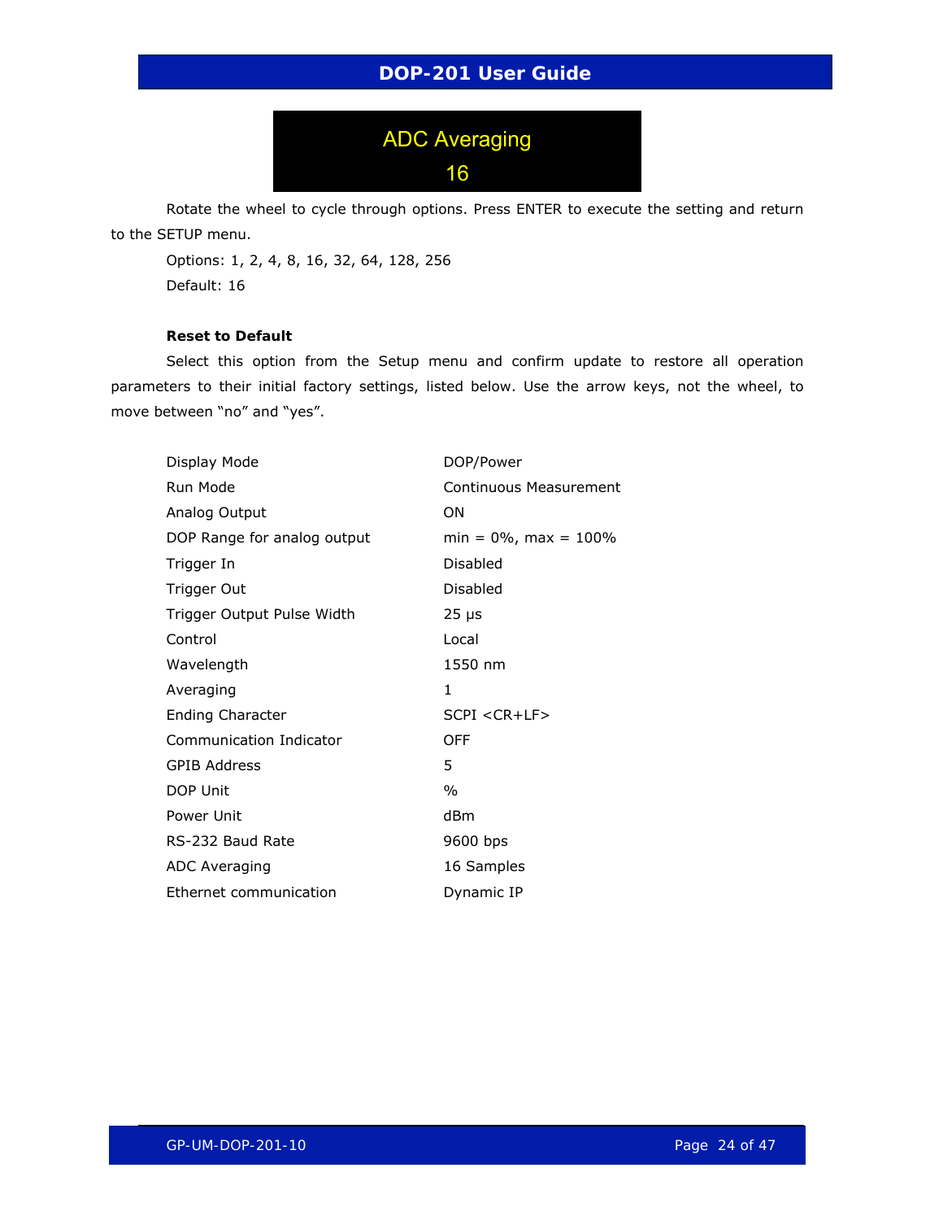ADC Averaging

16

Rotate the wheel to cycle through options. Press ENTER to execute the setting and return to the SETUP menu.

Options: 1, 2, 4, 8, 16, 32, 64, 128, 256

Default: 16

**Reset to Default**

Select this option from the Setup menu and confirm update to restore all operation parameters to their initial factory settings, listed below. Use the arrow keys, not the wheel, to move between “no” and “yes”.

| | |
|---|---|
| Display Mode | DOP/Power |
| Run Mode | Continuous Measurement |
| Analog Output | ON |
| DOP Range for analog output | min = 0%, max = 100% |
| Trigger In | Disabled |
| Trigger Out | Disabled |
| Trigger Output Pulse Width | 25 μs |
| Control | Local |
| Wavelength | 1550 nm |
| Averaging | 1 |
| Ending Character | SCPI <CR+LF> |
| Communication Indicator | OFF |
| GPIB Address | 5 |
| DOP Unit | % |
| Power Unit | dBm |
| RS-232 Baud Rate | 9600 bps |
| ADC Averaging | 16 Samples |
| Ethernet communication | Dynamic IP |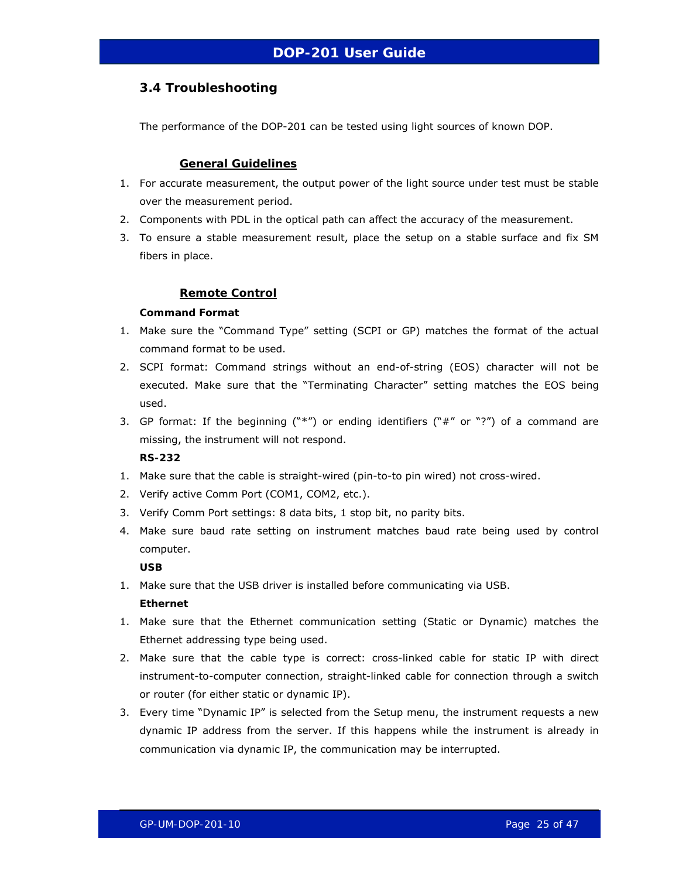## 3.4 Troubleshooting

The performance of the DOP-201 can be tested using light sources of known DOP.

### General Guidelines

1. For accurate measurement, the output power of the light source under test must be stable over the measurement period.
2. Components with PDL in the optical path can affect the accuracy of the measurement.
3. To ensure a stable measurement result, place the setup on a stable surface and fix SM fibers in place.

### Remote Control

**Command Format**

1. Make sure the "Command Type" setting (SCPI or GP) matches the format of the actual command format to be used.
2. SCPI format: Command strings without an end-of-string (EOS) character will not be executed. Make sure that the "Terminating Character" setting matches the EOS being used.
3. GP format: If the beginning ("*") or ending identifiers ("#" or "?") of a command are missing, the instrument will not respond.

**RS-232**

1. Make sure that the cable is straight-wired (pin-to-to pin wired) not cross-wired.
2. Verify active Comm Port (COM1, COM2, etc.).
3. Verify Comm Port settings: 8 data bits, 1 stop bit, no parity bits.
4. Make sure baud rate setting on instrument matches baud rate being used by control computer.

**USB**

1. Make sure that the USB driver is installed before communicating via USB.

**Ethernet**

1. Make sure that the Ethernet communication setting (Static or Dynamic) matches the Ethernet addressing type being used.
2. Make sure that the cable type is correct: cross-linked cable for static IP with direct instrument-to-computer connection, straight-linked cable for connection through a switch or router (for either static or dynamic IP).
3. Every time "Dynamic IP" is selected from the Setup menu, the instrument requests a new dynamic IP address from the server. If this happens while the instrument is already in communication via dynamic IP, the communication may be interrupted.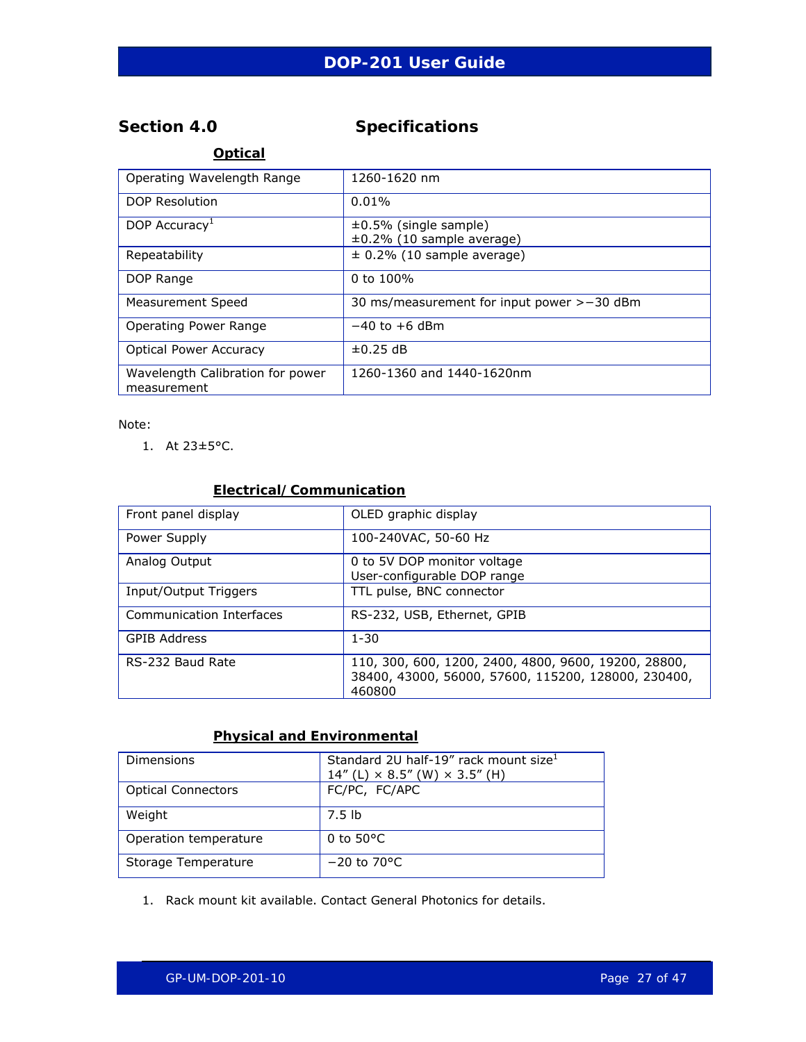## Section 4.0 Specifications

### Optical

| | |
|---|---|
| Operating Wavelength Range | 1260-1620 nm |
| DOP Resolution | 0.01% |
| DOP Accuracy[1] | ±0.5% (single sample)<br>±0.2% (10 sample average) |
| Repeatability | ± 0.2% (10 sample average) |
| DOP Range | 0 to 100% |
| Measurement Speed | 30 ms/measurement for input power >−30 dBm |
| Operating Power Range | −40 to +6 dBm |
| Optical Power Accuracy | ±0.25 dB |
| Wavelength Calibration for power measurement | 1260-1360 and 1440-1620nm |

Note:

1. At 23±5°C.

### Electrical/ Communication

| | |
|---|---|
| Front panel display | OLED graphic display |
| Power Supply | 100-240VAC, 50-60 Hz |
| Analog Output | 0 to 5V DOP monitor voltage<br>User-configurable DOP range |
| Input/Output Triggers | TTL pulse, BNC connector |
| Communication Interfaces | RS-232, USB, Ethernet, GPIB |
| GPIB Address | 1-30 |
| RS-232 Baud Rate | 110, 300, 600, 1200, 2400, 4800, 9600, 19200, 28800, 38400, 43000, 56000, 57600, 115200, 128000, 230400, 460800 |

### Physical and Environmental

| | |
|---|---|
| Dimensions | Standard 2U half-19” rack mount size[1]<br>14” (L) × 8.5” (W) × 3.5” (H) |
| Optical Connectors | FC/PC, FC/APC |
| Weight | 7.5 lb |
| Operation temperature | 0 to 50°C |
| Storage Temperature | −20 to 70°C |

1. Rack mount kit available. Contact General Photonics for details.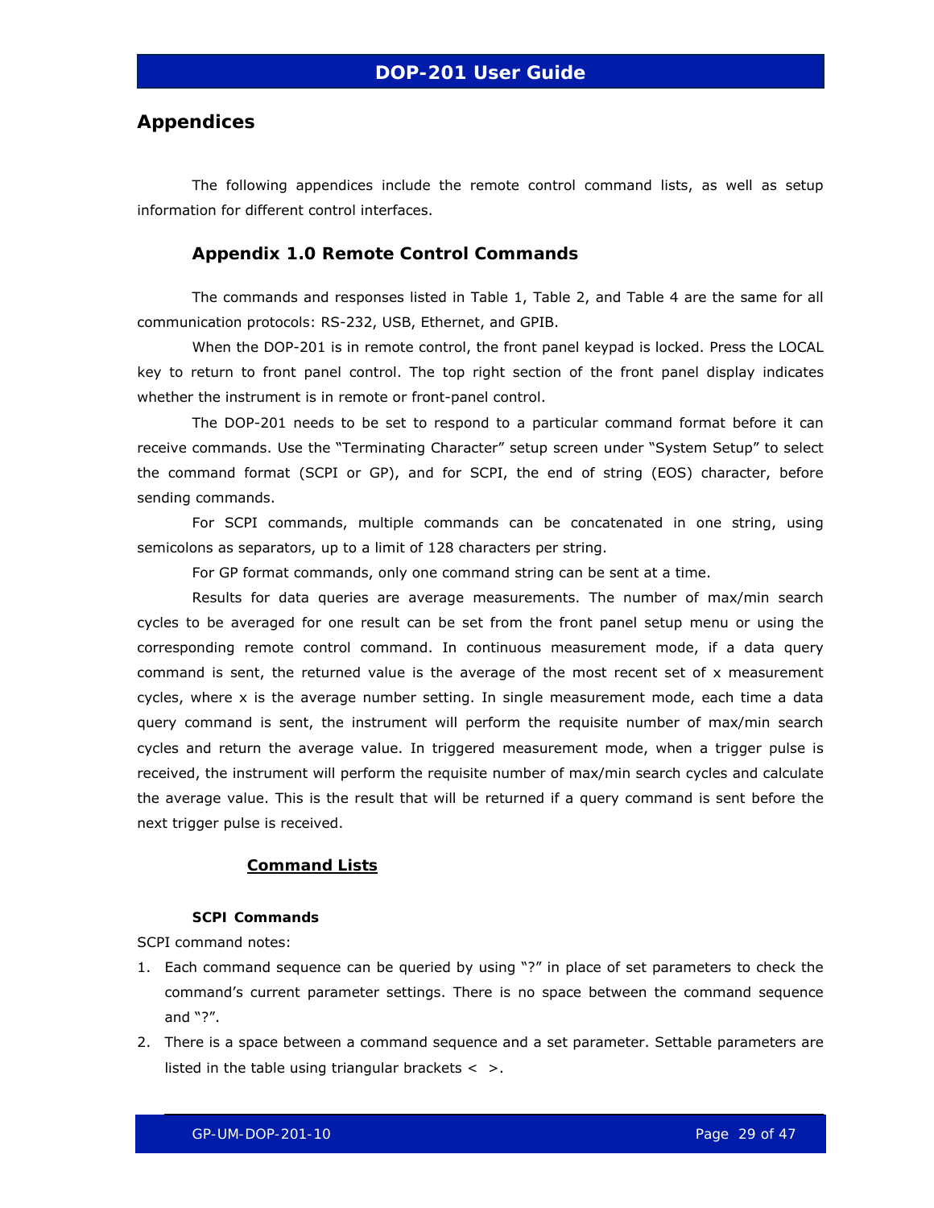# Appendices

The following appendices include the remote control command lists, as well as setup information for different control interfaces.

## Appendix 1.0 Remote Control Commands

The commands and responses listed in Table 1, Table 2, and Table 4 are the same for all communication protocols: RS-232, USB, Ethernet, and GPIB.

When the DOP-201 is in remote control, the front panel keypad is locked. Press the LOCAL key to return to front panel control. The top right section of the front panel display indicates whether the instrument is in remote or front-panel control.

The DOP-201 needs to be set to respond to a particular command format before it can receive commands. Use the "Terminating Character" setup screen under "System Setup" to select the command format (SCPI or GP), and for SCPI, the end of string (EOS) character, before sending commands.

For SCPI commands, multiple commands can be concatenated in one string, using semicolons as separators, up to a limit of 128 characters per string.

For GP format commands, only one command string can be sent at a time.

Results for data queries are average measurements. The number of max/min search cycles to be averaged for one result can be set from the front panel setup menu or using the corresponding remote control command. In continuous measurement mode, if a data query command is sent, the returned value is the average of the most recent set of x measurement cycles, where x is the average number setting. In single measurement mode, each time a data query command is sent, the instrument will perform the requisite number of max/min search cycles and return the average value. In triggered measurement mode, when a trigger pulse is received, the instrument will perform the requisite number of max/min search cycles and calculate the average value. This is the result that will be returned if a query command is sent before the next trigger pulse is received.

### Command Lists

#### SCPI Commands

SCPI command notes:

1. Each command sequence can be queried by using "?" in place of set parameters to check the command's current parameter settings. There is no space between the command sequence and "?".
2. There is a space between a command sequence and a set parameter. Settable parameters are listed in the table using triangular brackets < >.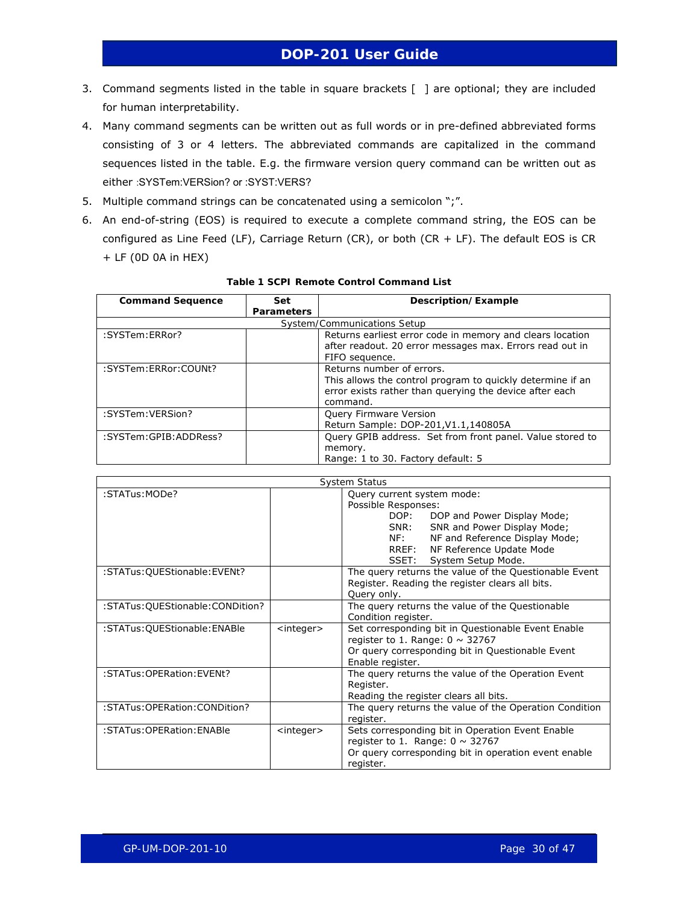3. Command segments listed in the table in square brackets [ ] are optional; they are included for human interpretability.
4. Many command segments can be written out as full words or in pre-defined abbreviated forms consisting of 3 or 4 letters. The abbreviated commands are capitalized in the command sequences listed in the table. E.g. the firmware version query command can be written out as either :SYSTem:VERSion? or :SYST:VERS?
5. Multiple command strings can be concatenated using a semicolon ";".
6. An end-of-string (EOS) is required to execute a complete command string, the EOS can be configured as Line Feed (LF), Carriage Return (CR), or both (CR + LF). The default EOS is CR + LF (0D 0A in HEX)

**Table 1 SCPI Remote Control Command List**

| Command Sequence | Set Parameters | Description/Example |
|---|---|---|
| System/Communications Setup | | |
| :SYSTem:ERRor? | | Returns earliest error code in memory and clears location after readout. 20 error messages max. Errors read out in FIFO sequence. |
| :SYSTem:ERRor:COUNt? | | Returns number of errors.<br>This allows the control program to quickly determine if an error exists rather than querying the device after each command. |
| :SYSTem:VERSion? | | Query Firmware Version<br>Return Sample: DOP-201,V1.1,140805A |
| :SYSTem:GPIB:ADDRess? | | Query GPIB address. Set from front panel. Value stored to memory.<br>Range: 1 to 30. Factory default: 5 |

| System Status | | |
|---|---|---|
| :STATus:MODe? | | Query current system mode:<br>Possible Responses:<br>DOP: DOP and Power Display Mode;<br>SNR: SNR and Power Display Mode;<br>NF: NF and Reference Display Mode;<br>RREF: NF Reference Update Mode<br>SSET: System Setup Mode. |
| :STATus:QUEStionable:EVENt? | | The query returns the value of the Questionable Event Register. Reading the register clears all bits.<br>Query only. |
| :STATus:QUEStionable:CONDition? | | The query returns the value of the Questionable Condition register. |
| :STATus:QUEStionable:ENABle | <integer> | Set corresponding bit in Questionable Event Enable register to 1. Range: 0 ~ 32767<br>Or query corresponding bit in Questionable Event Enable register. |
| :STATus:OPERation:EVENt? | | The query returns the value of the Operation Event Register.<br>Reading the register clears all bits. |
| :STATus:OPERation:CONDition? | | The query returns the value of the Operation Condition register. |
| :STATus:OPERation:ENABle | <integer> | Sets corresponding bit in Operation Event Enable register to 1. Range: 0 ~ 32767<br>Or query corresponding bit in operation event enable register. |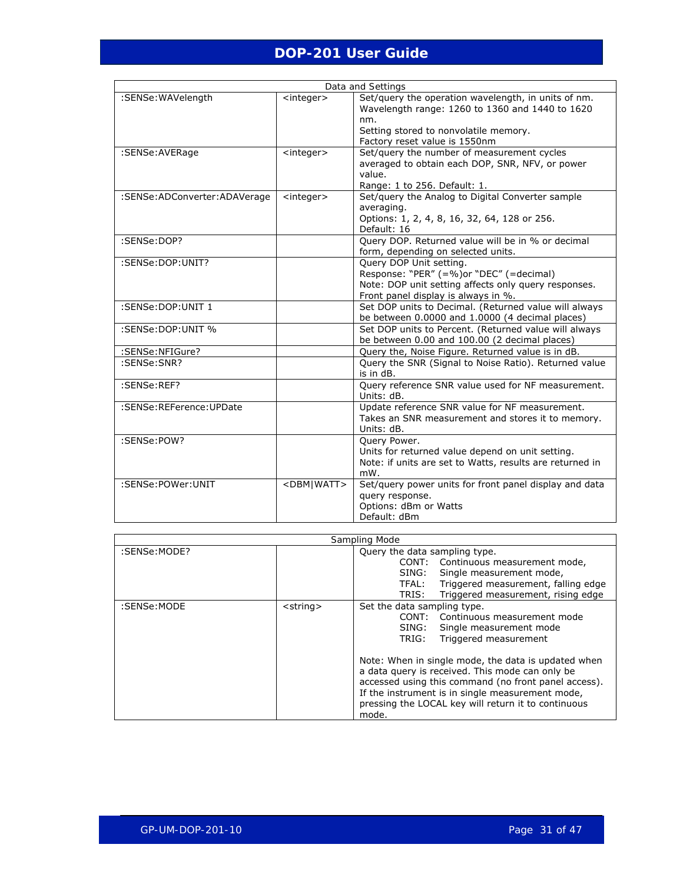| Data and Settings | | |
|---|---|---|
| :SENSe:WAVelength | <integer> | Set/query the operation wavelength, in units of nm.<br>Wavelength range: 1260 to 1360 and 1440 to 1620 nm.<br>Setting stored to nonvolatile memory.<br>Factory reset value is 1550nm |
| :SENSe:AVERage | <integer> | Set/query the number of measurement cycles averaged to obtain each DOP, SNR, NFV, or power value.<br>Range: 1 to 256. Default: 1. |
| :SENSe:ADConverter:ADAVerage | <integer> | Set/query the Analog to Digital Converter sample averaging.<br>Options: 1, 2, 4, 8, 16, 32, 64, 128 or 256.<br>Default: 16 |
| :SENSe:DOP? | | Query DOP. Returned value will be in % or decimal form, depending on selected units. |
| :SENSe:DOP:UNIT? | | Query DOP Unit setting.<br>Response: "PER" (=%)or "DEC" (=decimal)<br>Note: DOP unit setting affects only query responses. Front panel display is always in %. |
| :SENSe:DOP:UNIT 1 | | Set DOP units to Decimal. (Returned value will always be between 0.0000 and 1.0000 (4 decimal places) |
| :SENSe:DOP:UNIT % | | Set DOP units to Percent. (Returned value will always be between 0.00 and 100.00 (2 decimal places) |
| :SENSe:NFIGure? | | Query the, Noise Figure. Returned value is in dB. |
| :SENSe:SNR? | | Query the SNR (Signal to Noise Ratio). Returned value is in dB. |
| :SENSe:REF? | | Query reference SNR value used for NF measurement. Units: dB. |
| :SENSe:REFerence:UPDate | | Update reference SNR value for NF measurement. Takes an SNR measurement and stores it to memory. Units: dB. |
| :SENSe:POW? | | Query Power.<br>Units for returned value depend on unit setting.<br>Note: if units are set to Watts, results are returned in mW. |
| :SENSe:POWer:UNIT | <DBM\|WATT> | Set/query power units for front panel display and data query response.<br>Options: dBm or Watts<br>Default: dBm |

| Sampling Mode | | |
|---|---|---|
| :SENSe:MODE? | | Query the data sampling type.<br>CONT: Continuous measurement mode,<br>SING: Single measurement mode,<br>TFAL: Triggered measurement, falling edge<br>TRIS: Triggered measurement, rising edge |
| :SENSe:MODE | <string> | Set the data sampling type.<br>CONT: Continuous measurement mode<br>SING: Single measurement mode<br>TRIG: Triggered measurement<br><br>Note: When in single mode, the data is updated when a data query is received. This mode can only be accessed using this command (no front panel access). If the instrument is in single measurement mode, pressing the LOCAL key will return it to continuous mode. |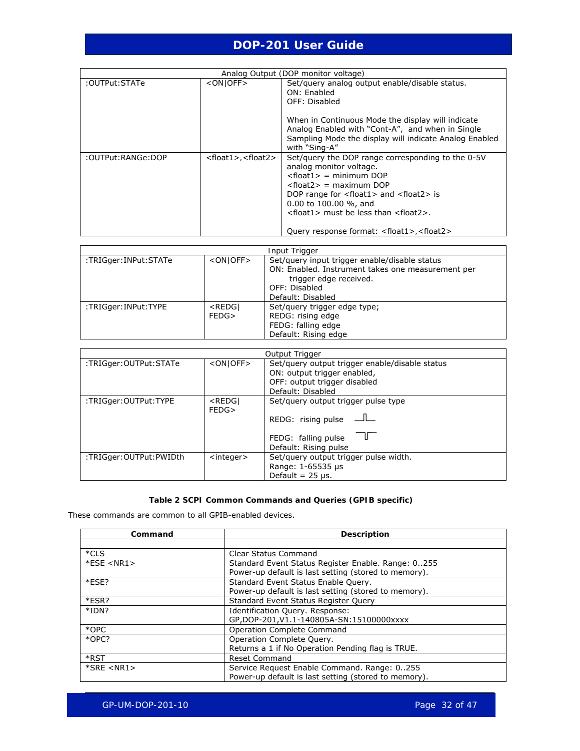| Analog Output (DOP monitor voltage) | | |
|---|---|---|
| :OUTPut:STATe | <ON\|OFF> | Set/query analog output enable/disable status.<br>ON: Enabled<br>OFF: Disabled<br><br>When in Continuous Mode the display will indicate Analog Enabled with "Cont-A", and when in Single Sampling Mode the display will indicate Analog Enabled with "Sing-A" |
| :OUTPut:RANGe:DOP | <float1>,<float2> | Set/query the DOP range corresponding to the 0-5V analog monitor voltage.<br><float1> = minimum DOP<br><float2> = maximum DOP<br>DOP range for <float1> and <float2> is 0.00 to 100.00 %, and<br><float1> must be less than <float2>.<br><br>Query response format: <float1>,<float2> |

| Input Trigger | | |
|---|---|---|
| :TRIGger:INPut:STATe | <ON\|OFF> | Set/query input trigger enable/disable status<br>ON: Enabled. Instrument takes one measurement per trigger edge received.<br>OFF: Disabled<br>Default: Disabled |
| :TRIGger:INPut:TYPE | <REDG\|FEDG> | Set/query trigger edge type;<br>REDG: rising edge<br>FEDG: falling edge<br>Default: Rising edge |

| Output Trigger | | |
|---|---|---|
| :TRIGger:OUTPut:STATe | <ON\|OFF> | Set/query output trigger enable/disable status<br>ON: output trigger enabled,<br>OFF: output trigger disabled<br>Default: Disabled |
| :TRIGger:OUTPut:TYPE | <REDG\|FEDG> | Set/query output trigger pulse type<br><br>REDG: rising pulse<br><br>FEDG: falling pulse<br>Default: Rising pulse |
| :TRIGger:OUTPut:PWIDth | <integer> | Set/query output trigger pulse width.<br>Range: 1-65535 μs<br>Default = 25 μs. |

**Table 2 SCPI Common Commands and Queries (GPIB specific)**

These commands are common to all GPIB-enabled devices.

| Command | Description |
|---|---|
| | |
| *CLS | Clear Status Command |
| *ESE <NR1> | Standard Event Status Register Enable. Range: 0..255<br>Power-up default is last setting (stored to memory). |
| *ESE? | Standard Event Status Enable Query.<br>Power-up default is last setting (stored to memory). |
| *ESR? | Standard Event Status Register Query |
| *IDN? | Identification Query. Response:<br>GP,DOP-201,V1.1-140805A-SN:15100000xxxx |
| *OPC | Operation Complete Command |
| *OPC? | Operation Complete Query.<br>Returns a 1 if No Operation Pending flag is TRUE. |
| *RST | Reset Command |
| *SRE <NR1> | Service Request Enable Command. Range: 0..255<br>Power-up default is last setting (stored to memory). |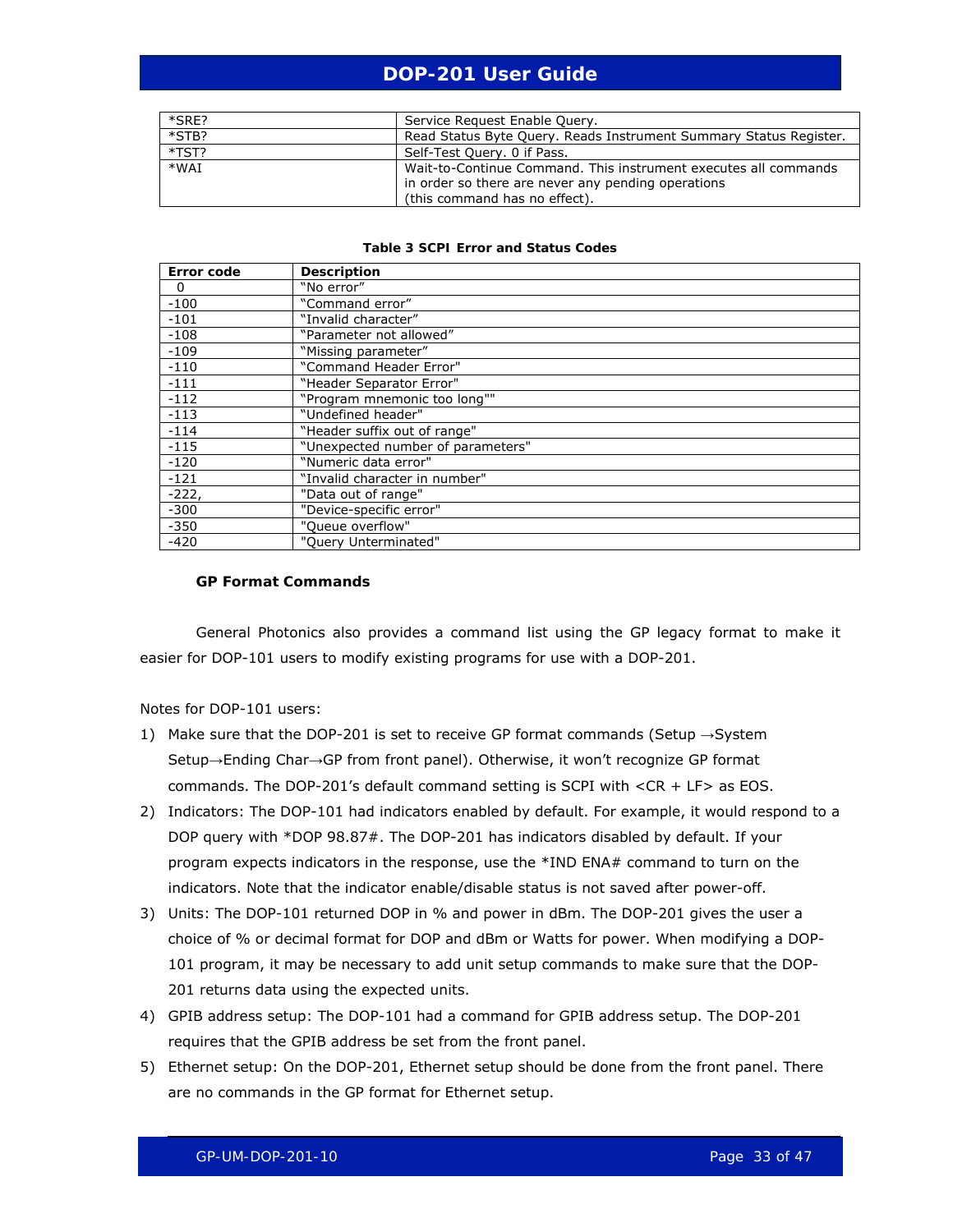| *SRE? | Service Request Enable Query. |
|---|---|
| *STB? | Read Status Byte Query. Reads Instrument Summary Status Register. |
| *TST? | Self-Test Query. 0 if Pass. |
| *WAI | Wait-to-Continue Command. This instrument executes all commands in order so there are never any pending operations (this command has no effect). |

**Table 3 SCPI Error and Status Codes**

| Error code | Description |
|---|---|
| 0 | "No error" |
| -100 | "Command error" |
| -101 | "Invalid character" |
| -108 | "Parameter not allowed" |
| -109 | "Missing parameter" |
| -110 | "Command Header Error" |
| -111 | "Header Separator Error" |
| -112 | "Program mnemonic too long"" |
| -113 | "Undefined header" |
| -114 | "Header suffix out of range" |
| -115 | "Unexpected number of parameters" |
| -120 | "Numeric data error" |
| -121 | "Invalid character in number" |
| -222, | "Data out of range" |
| -300 | "Device-specific error" |
| -350 | "Queue overflow" |
| -420 | "Query Unterminated" |

### GP Format Commands

General Photonics also provides a command list using the GP legacy format to make it easier for DOP-101 users to modify existing programs for use with a DOP-201.

Notes for DOP-101 users:

1) Make sure that the DOP-201 is set to receive GP format commands (Setup →System Setup→Ending Char→GP from front panel). Otherwise, it won't recognize GP format commands. The DOP-201's default command setting is SCPI with <CR + LF> as EOS.
2) Indicators: The DOP-101 had indicators enabled by default. For example, it would respond to a DOP query with *DOP 98.87#. The DOP-201 has indicators disabled by default. If your program expects indicators in the response, use the *IND ENA# command to turn on the indicators. Note that the indicator enable/disable status is not saved after power-off.
3) Units: The DOP-101 returned DOP in % and power in dBm. The DOP-201 gives the user a choice of % or decimal format for DOP and dBm or Watts for power. When modifying a DOP-101 program, it may be necessary to add unit setup commands to make sure that the DOP-201 returns data using the expected units.
4) GPIB address setup: The DOP-101 had a command for GPIB address setup. The DOP-201 requires that the GPIB address be set from the front panel.
5) Ethernet setup: On the DOP-201, Ethernet setup should be done from the front panel. There are no commands in the GP format for Ethernet setup.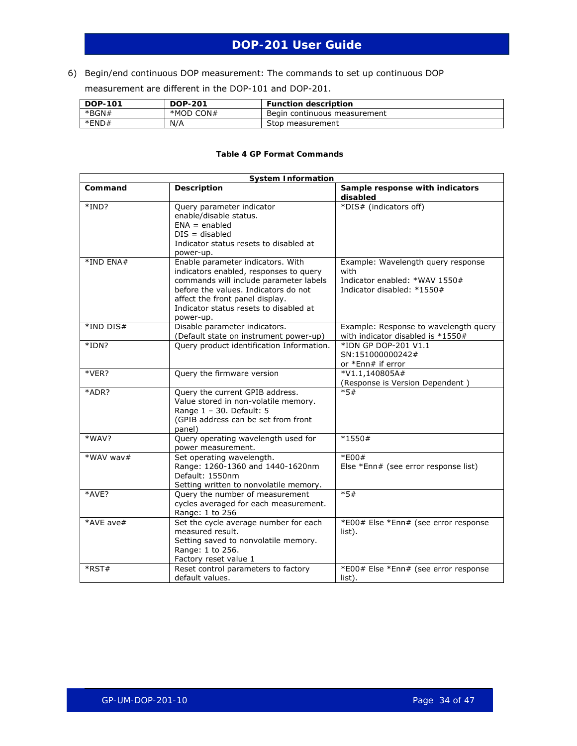6) Begin/end continuous DOP measurement: The commands to set up continuous DOP measurement are different in the DOP-101 and DOP-201.

| DOP-101 | DOP-201 | Function description |
|---|---|---|
| *BGN# | *MOD CON# | Begin continuous measurement |
| *END# | N/A | Stop measurement |

**Table 4 GP Format Commands**

| System Information | | |
|---|---|---|
| **Command** | **Description** | **Sample response with indicators disabled** |
| *IND? | Query parameter indicator enable/disable status.<br>ENA = enabled<br>DIS = disabled<br>Indicator status resets to disabled at power-up. | *DIS# (indicators off) |
| *IND ENA# | Enable parameter indicators. With indicators enabled, responses to query commands will include parameter labels before the values. Indicators do not affect the front panel display.<br>Indicator status resets to disabled at power-up. | Example: Wavelength query response with<br>Indicator enabled: *WAV 1550#<br>Indicator disabled: *1550# |
| *IND DIS# | Disable parameter indicators.<br>(Default state on instrument power-up) | Example: Response to wavelength query with indicator disabled is *1550# |
| *IDN? | Query product identification Information. | *IDN GP DOP-201 V1.1<br>SN:151000000242#<br>or *Enn# if error |
| *VER? | Query the firmware version | *V1.1,140805A#<br>(Response is Version Dependent ) |
| *ADR? | Query the current GPIB address.<br>Value stored in non-volatile memory.<br>Range 1 – 30. Default: 5<br>(GPIB address can be set from front panel) | *5# |
| *WAV? | Query operating wavelength used for power measurement. | *1550# |
| *WAV wav# | Set operating wavelength.<br>Range: 1260-1360 and 1440-1620nm<br>Default: 1550nm<br>Setting written to nonvolatile memory. | *E00#<br>Else *Enn# (see error response list) |
| *AVE? | Query the number of measurement cycles averaged for each measurement.<br>Range: 1 to 256 | *5# |
| *AVE ave# | Set the cycle average number for each measured result.<br>Setting saved to nonvolatile memory.<br>Range: 1 to 256.<br>Factory reset value 1 | *E00# Else *Enn# (see error response list). |
| *RST# | Reset control parameters to factory default values. | *E00# Else *Enn# (see error response list). |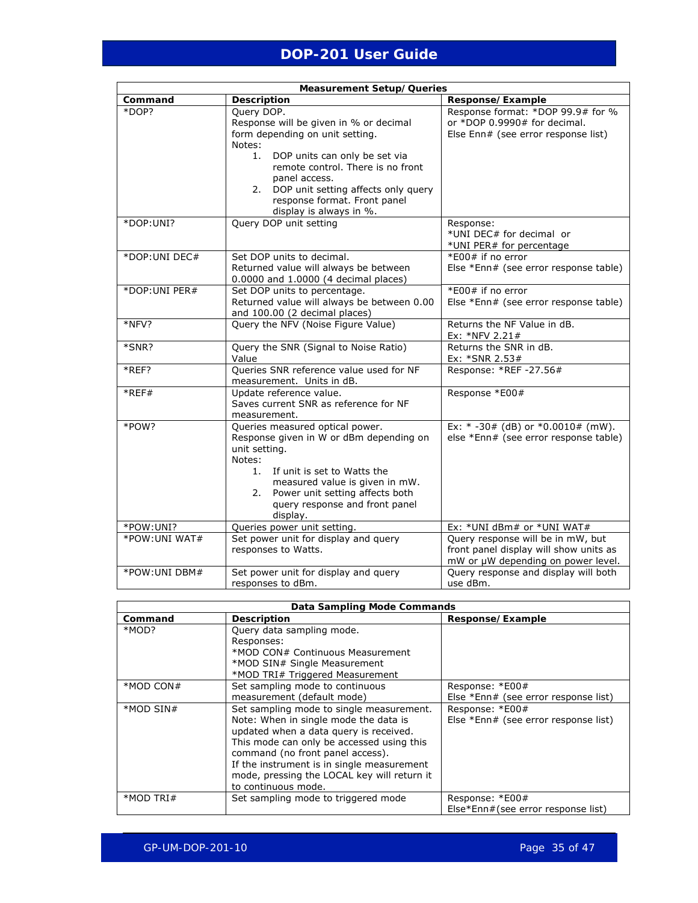| Measurement Setup/Queries | | |
|---|---|---|
| **Command** | **Description** | **Response/Example** |
| *DOP? | Query DOP.<br>Response will be given in % or decimal form depending on unit setting.<br>Notes:<br>1. DOP units can only be set via remote control. There is no front panel access.<br>2. DOP unit setting affects only query response format. Front panel display is always in %. | Response format: *DOP 99.9# for % or *DOP 0.9990# for decimal.<br>Else Enn# (see error response list) |
| *DOP:UNI? | Query DOP unit setting | Response:<br>*UNI DEC# for decimal or<br>*UNI PER# for percentage |
| *DOP:UNI DEC# | Set DOP units to decimal.<br>Returned value will always be between 0.0000 and 1.0000 (4 decimal places) | *E00# if no error<br>Else *Enn# (see error response table) |
| *DOP:UNI PER# | Set DOP units to percentage.<br>Returned value will always be between 0.00 and 100.00 (2 decimal places) | *E00# if no error<br>Else *Enn# (see error response table) |
| *NFV? | Query the NFV (Noise Figure Value) | Returns the NF Value in dB.<br>Ex: *NFV 2.21# |
| *SNR? | Query the SNR (Signal to Noise Ratio) Value | Returns the SNR in dB.<br>Ex: *SNR 2.53# |
| *REF? | Queries SNR reference value used for NF measurement. Units in dB. | Response: *REF -27.56# |
| *REF# | Update reference value.<br>Saves current SNR as reference for NF measurement. | Response *E00# |
| *POW? | Queries measured optical power.<br>Response given in W or dBm depending on unit setting.<br>Notes:<br>1. If unit is set to Watts the measured value is given in mW.<br>2. Power unit setting affects both query response and front panel display. | Ex: * -30# (dB) or *0.0010# (mW).<br>else *Enn# (see error response table) |
| *POW:UNI? | Queries power unit setting. | Ex: *UNI dBm# or *UNI WAT# |
| *POW:UNI WAT# | Set power unit for display and query responses to Watts. | Query response will be in mW, but front panel display will show units as mW or µW depending on power level. |
| *POW:UNI DBM# | Set power unit for display and query responses to dBm. | Query response and display will both use dBm. |

| Data Sampling Mode Commands | | |
|---|---|---|
| **Command** | **Description** | **Response/Example** |
| *MOD? | Query data sampling mode.<br>Responses:<br>*MOD CON# Continuous Measurement<br>*MOD SIN# Single Measurement<br>*MOD TRI# Triggered Measurement | |
| *MOD CON# | Set sampling mode to continuous measurement (default mode) | Response: *E00#<br>Else *Enn# (see error response list) |
| *MOD SIN# | Set sampling mode to single measurement.<br>Note: When in single mode the data is updated when a data query is received.<br>This mode can only be accessed using this command (no front panel access).<br>If the instrument is in single measurement mode, pressing the LOCAL key will return it to continuous mode. | Response: *E00#<br>Else *Enn# (see error response list) |
| *MOD TRI# | Set sampling mode to triggered mode | Response: *E00#<br>Else*Enn#(see error response list) |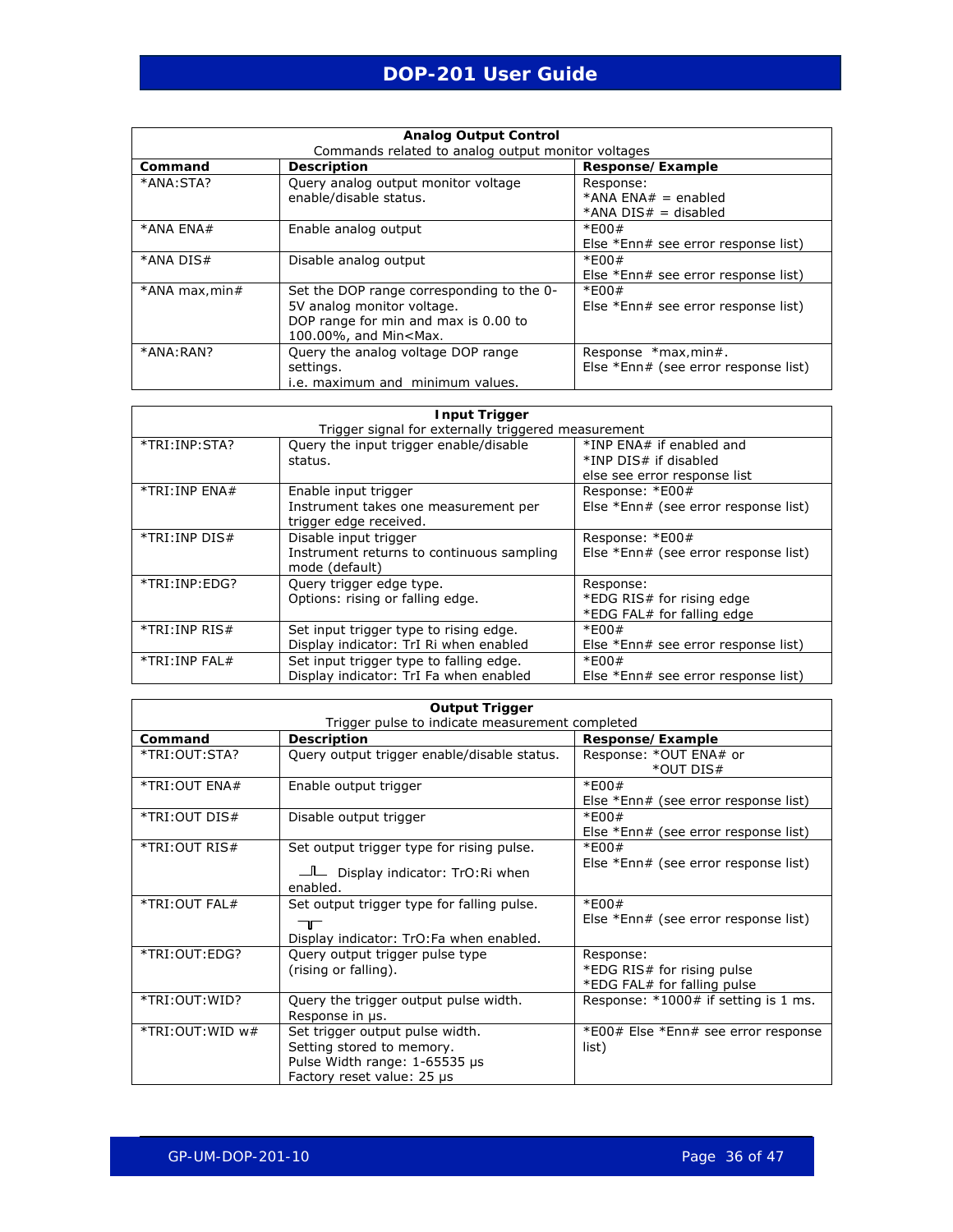| Analog Output Control<br>Commands related to analog output monitor voltages | | |
|---|---|---|
| **Command** | **Description** | **Response/Example** |
| *ANA:STA? | Query analog output monitor voltage enable/disable status. | Response:<br>*ANA ENA# = enabled<br>*ANA DIS# = disabled |
| *ANA ENA# | Enable analog output | *E00#<br>Else *Enn# see error response list) |
| *ANA DIS# | Disable analog output | *E00#<br>Else *Enn# see error response list) |
| *ANA max,min# | Set the DOP range corresponding to the 0-5V analog monitor voltage.<br>DOP range for min and max is 0.00 to 100.00%, and Min<Max. | *E00#<br>Else *Enn# see error response list) |
| *ANA:RAN? | Query the analog voltage DOP range settings.<br>i.e. maximum and minimum values. | Response *max,min#.<br>Else *Enn# (see error response list) |

| Input Trigger<br>Trigger signal for externally triggered measurement | | |
|---|---|---|
| *TRI:INP:STA? | Query the input trigger enable/disable status. | *INP ENA# if enabled and<br>*INP DIS# if disabled<br>else see error response list |
| *TRI:INP ENA# | Enable input trigger<br>Instrument takes one measurement per trigger edge received. | Response: *E00#<br>Else *Enn# (see error response list) |
| *TRI:INP DIS# | Disable input trigger<br>Instrument returns to continuous sampling mode (default) | Response: *E00#<br>Else *Enn# (see error response list) |
| *TRI:INP:EDG? | Query trigger edge type.<br>Options: rising or falling edge. | Response:<br>*EDG RIS# for rising edge<br>*EDG FAL# for falling edge |
| *TRI:INP RIS# | Set input trigger type to rising edge.<br>Display indicator: TrI Ri when enabled | *E00#<br>Else *Enn# see error response list) |
| *TRI:INP FAL# | Set input trigger type to falling edge.<br>Display indicator: TrI Fa when enabled | *E00#<br>Else *Enn# see error response list) |

| Output Trigger<br>Trigger pulse to indicate measurement completed | | |
|---|---|---|
| **Command** | **Description** | **Response/Example** |
| *TRI:OUT:STA? | Query output trigger enable/disable status. | Response: *OUT ENA# or<br>*OUT DIS# |
| *TRI:OUT ENA# | Enable output trigger | *E00#<br>Else *Enn# (see error response list) |
| *TRI:OUT DIS# | Disable output trigger | *E00#<br>Else *Enn# (see error response list) |
| *TRI:OUT RIS# | Set output trigger type for rising pulse.<br>Display indicator: TrO:Ri when enabled. | *E00#<br>Else *Enn# (see error response list) |
| *TRI:OUT FAL# | Set output trigger type for falling pulse.<br>Display indicator: TrO:Fa when enabled. | *E00#<br>Else *Enn# (see error response list) |
| *TRI:OUT:EDG? | Query output trigger pulse type (rising or falling). | Response:<br>*EDG RIS# for rising pulse<br>*EDG FAL# for falling pulse |
| *TRI:OUT:WID? | Query the trigger output pulse width.<br>Response in µs. | Response: *1000# if setting is 1 ms. |
| *TRI:OUT:WID w# | Set trigger output pulse width.<br>Setting stored to memory.<br>Pulse Width range: 1-65535 µs<br>Factory reset value: 25 µs | *E00# Else *Enn# see error response list) |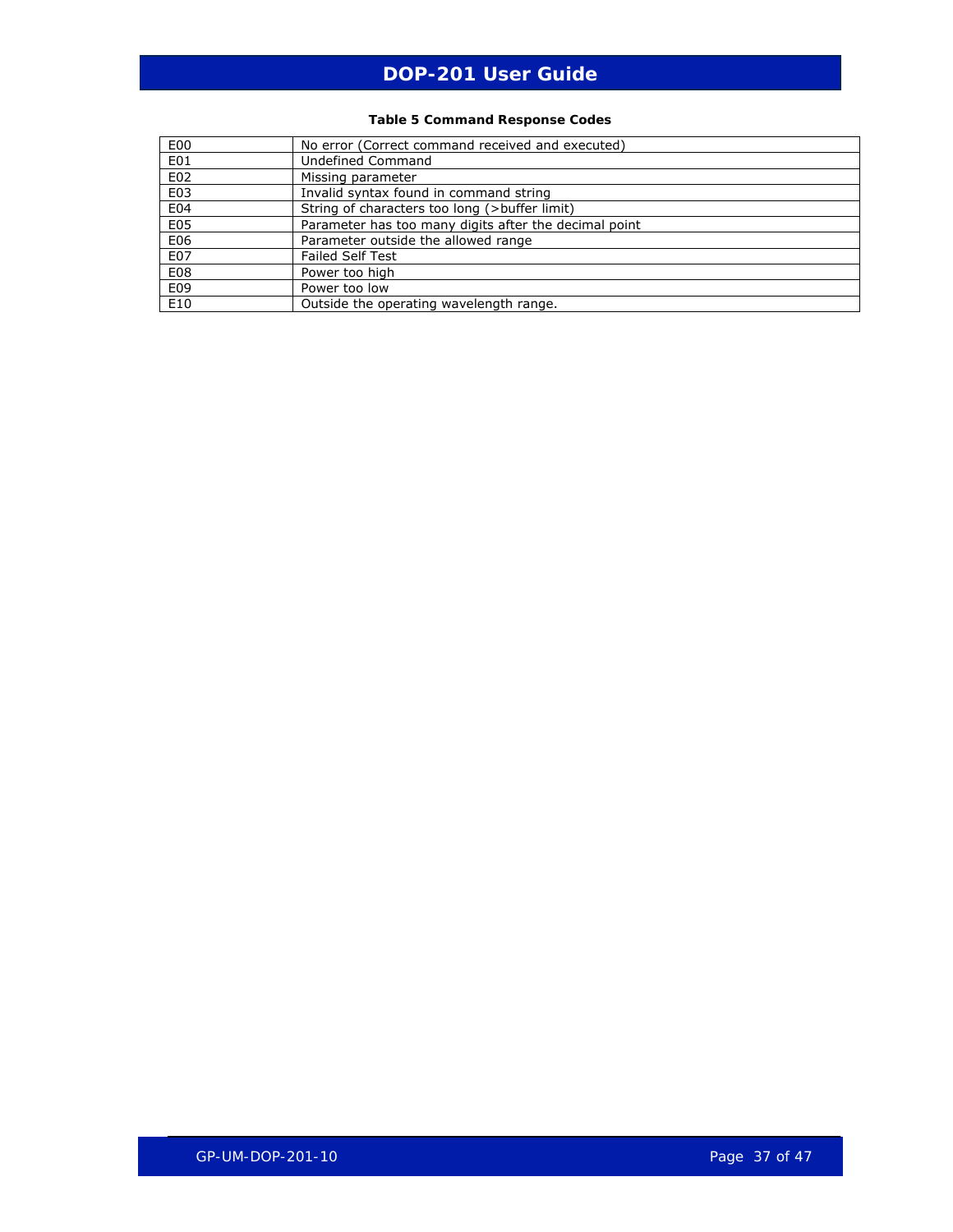**Table 5 Command Response Codes**

| | |
|---|---|
| E00 | No error (Correct command received and executed) |
| E01 | Undefined Command |
| E02 | Missing parameter |
| E03 | Invalid syntax found in command string |
| E04 | String of characters too long (>buffer limit) |
| E05 | Parameter has too many digits after the decimal point |
| E06 | Parameter outside the allowed range |
| E07 | Failed Self Test |
| E08 | Power too high |
| E09 | Power too low |
| E10 | Outside the operating wavelength range. |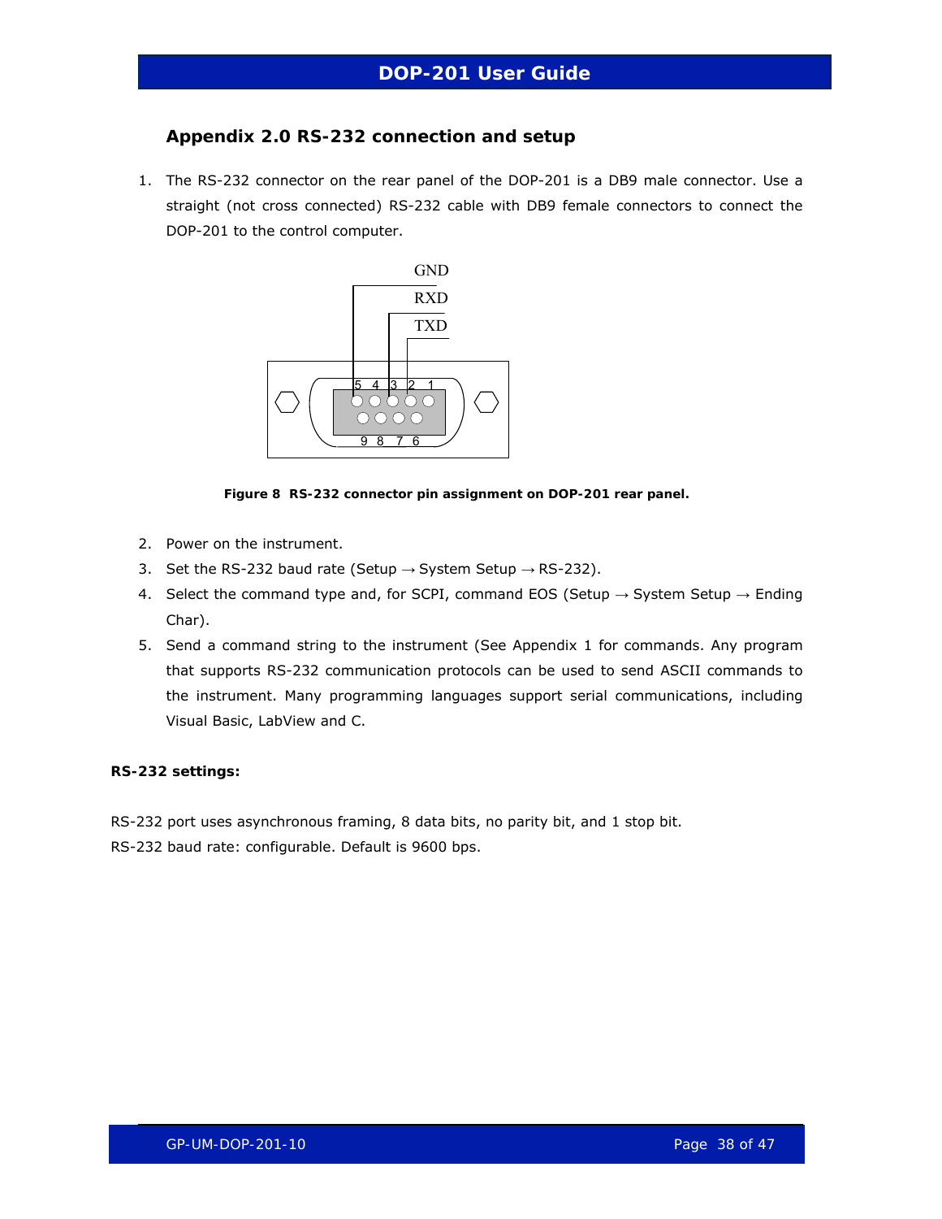## Appendix 2.0 RS-232 connection and setup

1. The RS-232 connector on the rear panel of the DOP-201 is a DB9 male connector. Use a straight (not cross connected) RS-232 cable with DB9 female connectors to connect the DOP-201 to the control computer.

GND
RXD
TXD

5 4 3 2 1
9 8 7 6

**Figure 8 RS-232 connector pin assignment on DOP-201 rear panel.**

2. Power on the instrument.
3. Set the RS-232 baud rate (Setup → System Setup → RS-232).
4. Select the command type and, for SCPI, command EOS (Setup → System Setup → Ending Char).
5. Send a command string to the instrument (See Appendix 1 for commands. Any program that supports RS-232 communication protocols can be used to send ASCII commands to the instrument. Many programming languages support serial communications, including Visual Basic, LabView and C.

**RS-232 settings:**

RS-232 port uses asynchronous framing, 8 data bits, no parity bit, and 1 stop bit.
RS-232 baud rate: configurable. Default is 9600 bps.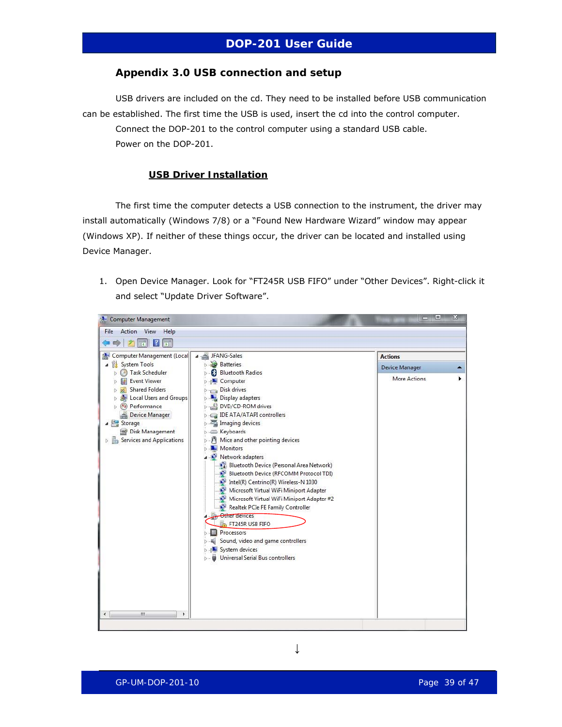## Appendix 3.0 USB connection and setup

USB drivers are included on the cd. They need to be installed before USB communication can be established. The first time the USB is used, insert the cd into the control computer.

Connect the DOP-201 to the control computer using a standard USB cable.

Power on the DOP-201.

### USB Driver Installation

The first time the computer detects a USB connection to the instrument, the driver may install automatically (Windows 7/8) or a "Found New Hardware Wizard" window may appear (Windows XP). If neither of these things occur, the driver can be located and installed using Device Manager.

1. Open Device Manager. Look for "FT245R USB FIFO" under "Other Devices". Right-click it and select "Update Driver Software".

↓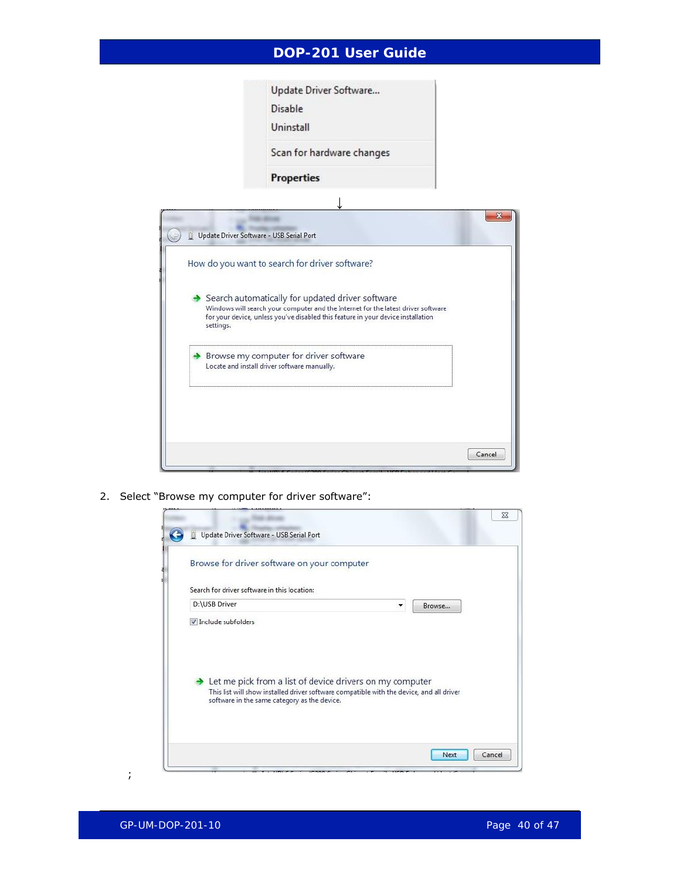2. Select "Browse my computer for driver software":

;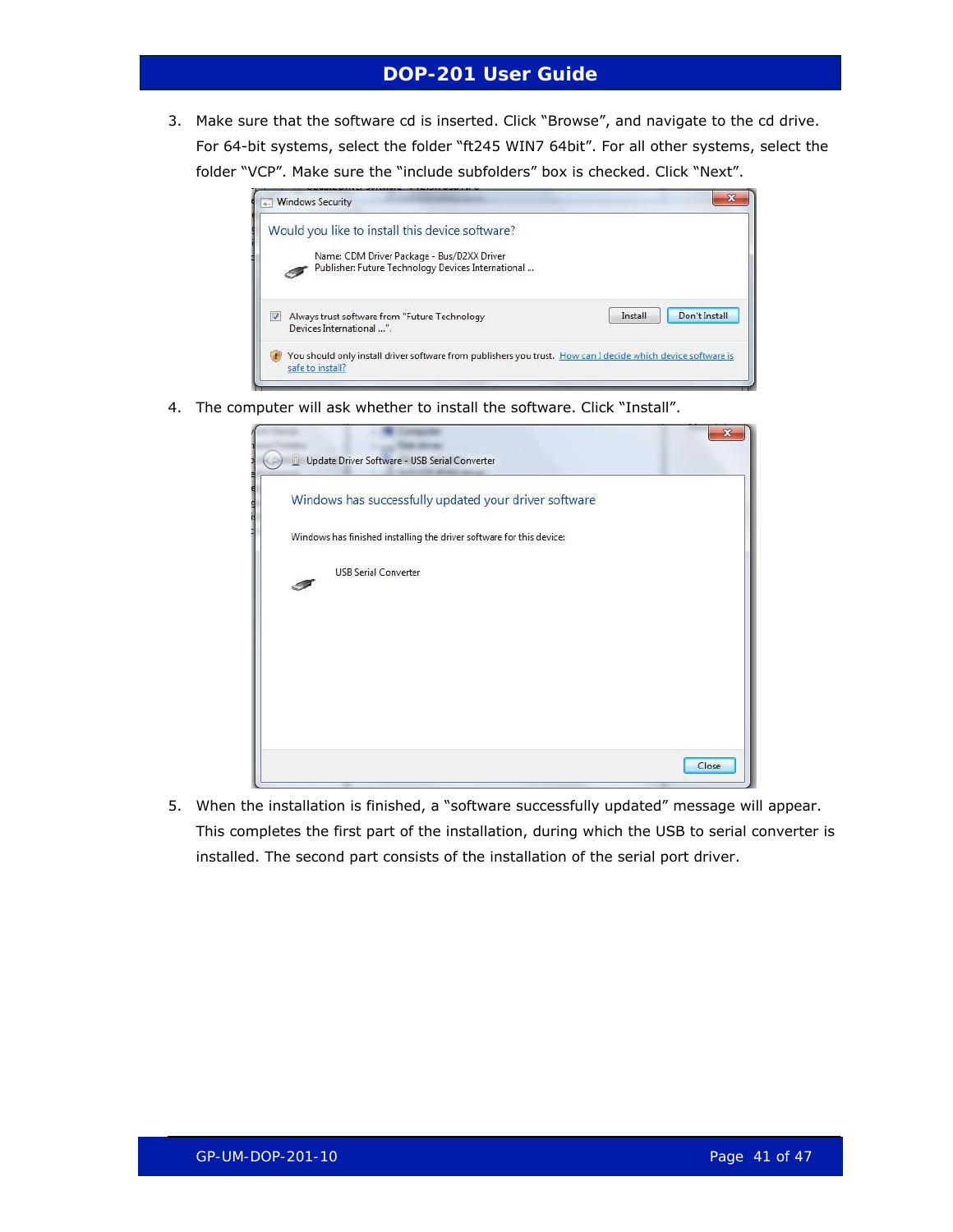3. Make sure that the software cd is inserted. Click "Browse", and navigate to the cd drive. For 64-bit systems, select the folder "ft245 WIN7 64bit". For all other systems, select the folder "VCP". Make sure the "include subfolders" box is checked. Click "Next".

4. The computer will ask whether to install the software. Click "Install".

5. When the installation is finished, a "software successfully updated" message will appear. This completes the first part of the installation, during which the USB to serial converter is installed. The second part consists of the installation of the serial port driver.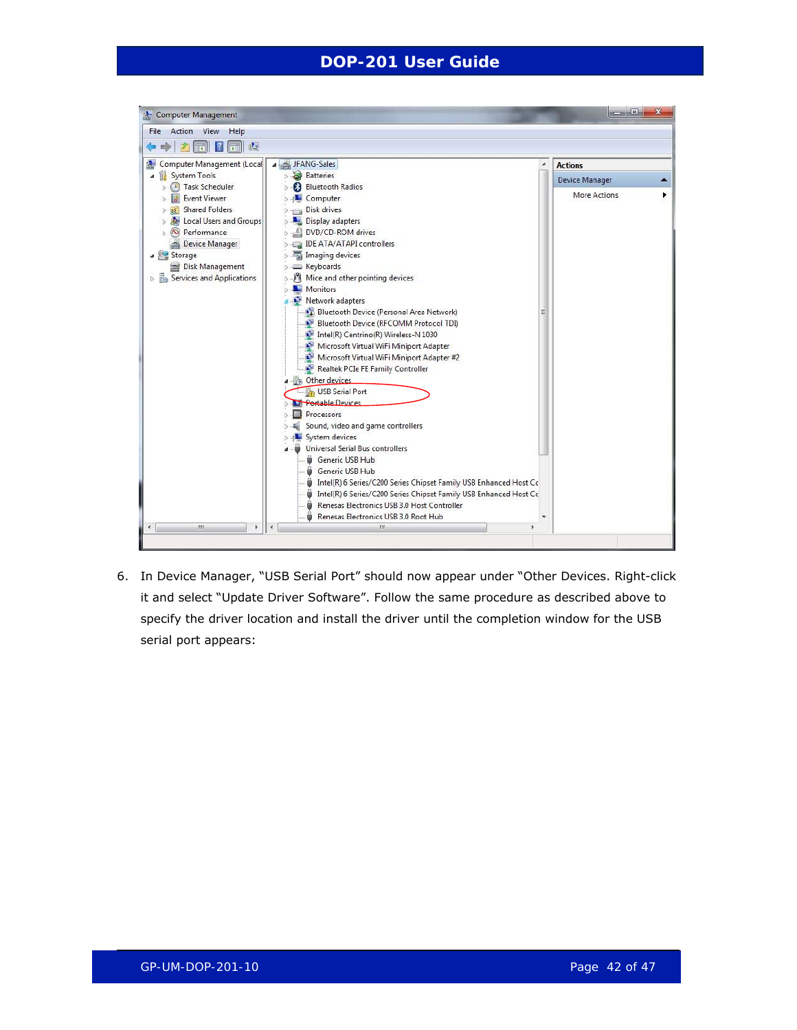6. In Device Manager, “USB Serial Port” should now appear under “Other Devices. Right-click it and select “Update Driver Software”. Follow the same procedure as described above to specify the driver location and install the driver until the completion window for the USB serial port appears: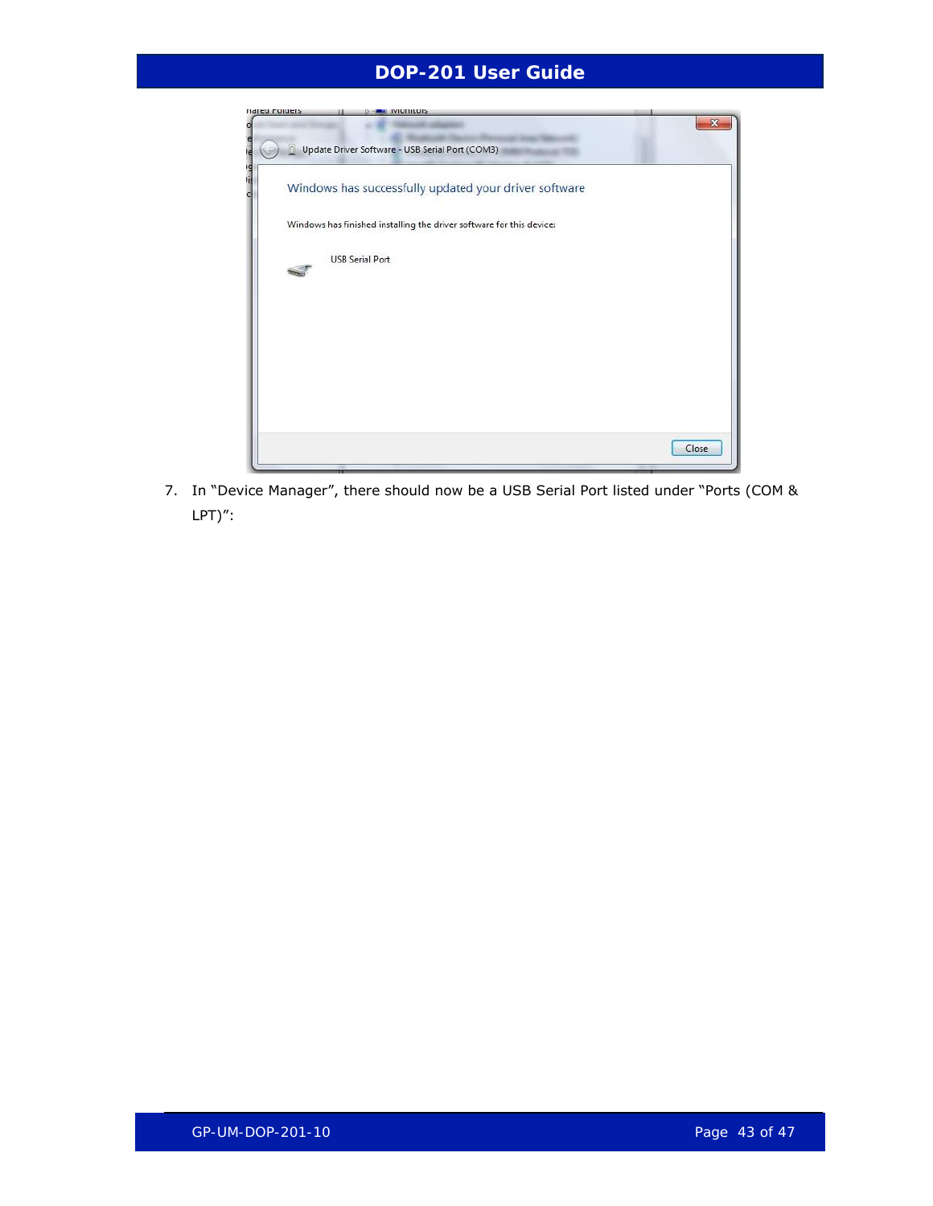7. In "Device Manager", there should now be a USB Serial Port listed under "Ports (COM & LPT)":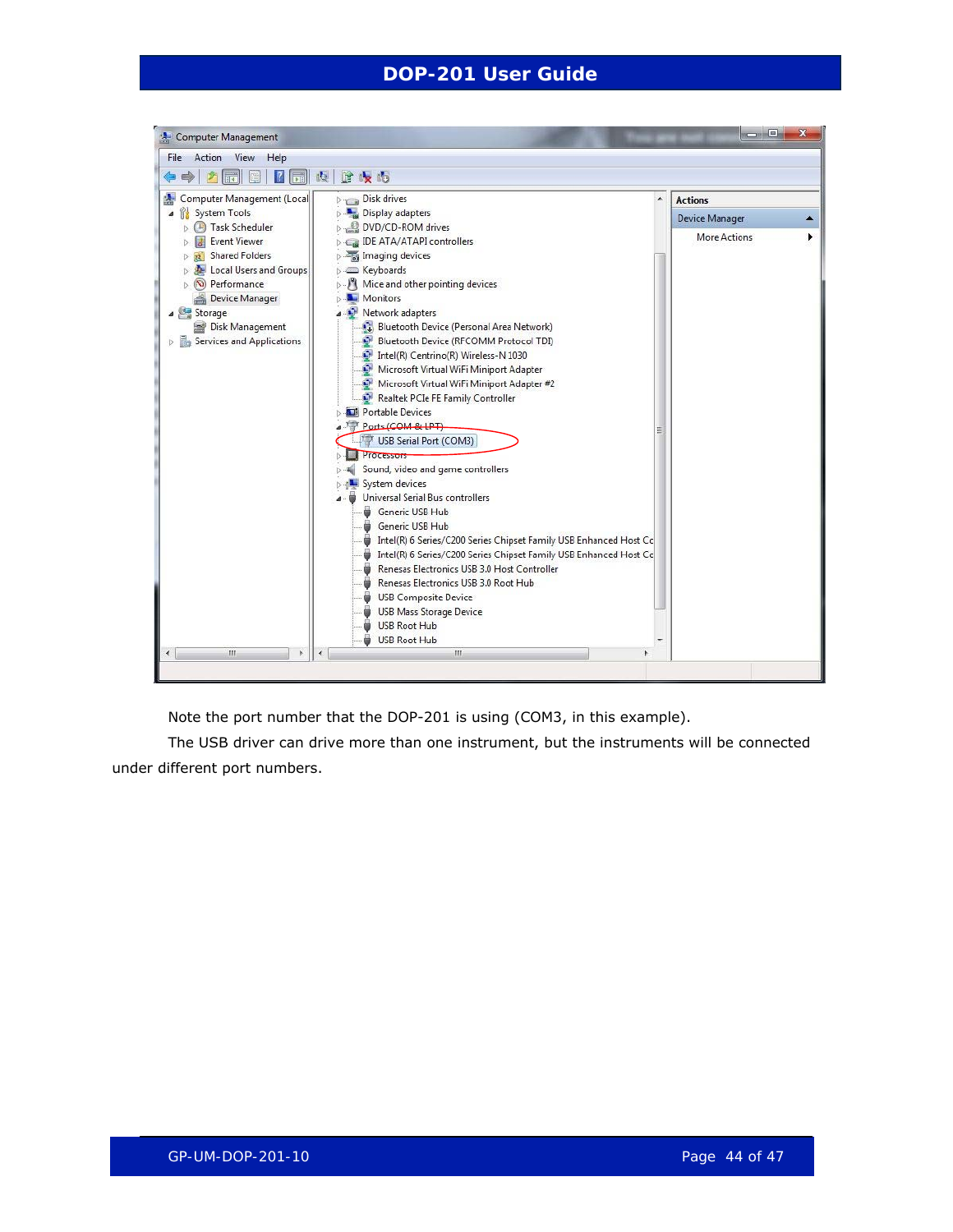Note the port number that the DOP-201 is using (COM3, in this example).

The USB driver can drive more than one instrument, but the instruments will be connected under different port numbers.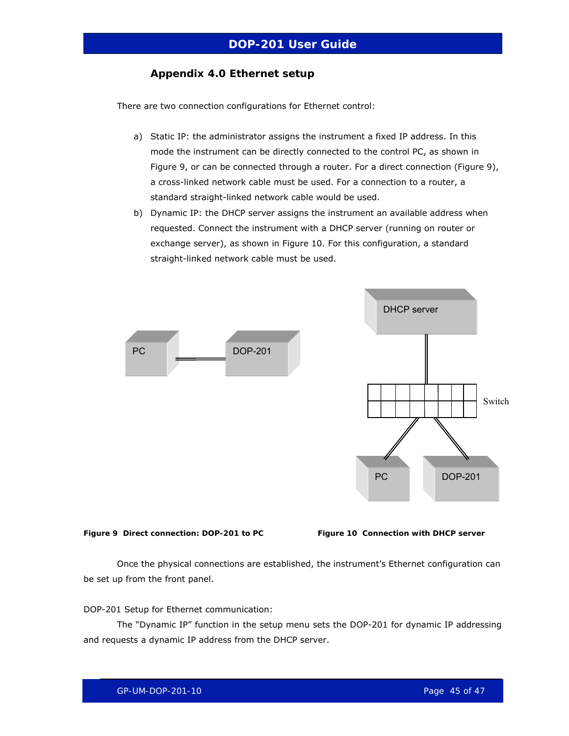## Appendix 4.0 Ethernet setup

There are two connection configurations for Ethernet control:

a) Static IP: the administrator assigns the instrument a fixed IP address. In this mode the instrument can be directly connected to the control PC, as shown in Figure 9, or can be connected through a router. For a direct connection (Figure 9), a cross-linked network cable must be used. For a connection to a router, a standard straight-linked network cable would be used.

b) Dynamic IP: the DHCP server assigns the instrument an available address when requested. Connect the instrument with a DHCP server (running on router or exchange server), as shown in Figure 10. For this configuration, a standard straight-linked network cable must be used.

**Figure 9 Direct connection: DOP-201 to PC**

**Figure 10 Connection with DHCP server**

Once the physical connections are established, the instrument's Ethernet configuration can be set up from the front panel.

DOP-201 Setup for Ethernet communication:

The "Dynamic IP" function in the setup menu sets the DOP-201 for dynamic IP addressing and requests a dynamic IP address from the DHCP server.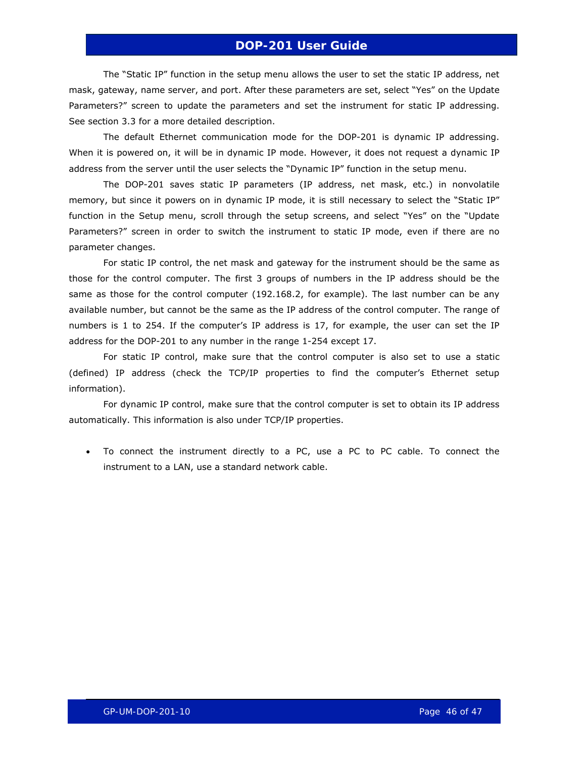The "Static IP" function in the setup menu allows the user to set the static IP address, net mask, gateway, name server, and port. After these parameters are set, select "Yes" on the Update Parameters?" screen to update the parameters and set the instrument for static IP addressing. See section 3.3 for a more detailed description.

The default Ethernet communication mode for the DOP-201 is dynamic IP addressing. When it is powered on, it will be in dynamic IP mode. However, it does not request a dynamic IP address from the server until the user selects the "Dynamic IP" function in the setup menu.

The DOP-201 saves static IP parameters (IP address, net mask, etc.) in nonvolatile memory, but since it powers on in dynamic IP mode, it is still necessary to select the "Static IP" function in the Setup menu, scroll through the setup screens, and select "Yes" on the "Update Parameters?" screen in order to switch the instrument to static IP mode, even if there are no parameter changes.

For static IP control, the net mask and gateway for the instrument should be the same as those for the control computer. The first 3 groups of numbers in the IP address should be the same as those for the control computer (192.168.2, for example). The last number can be any available number, but cannot be the same as the IP address of the control computer. The range of numbers is 1 to 254. If the computer's IP address is 17, for example, the user can set the IP address for the DOP-201 to any number in the range 1-254 except 17.

For static IP control, make sure that the control computer is also set to use a static (defined) IP address (check the TCP/IP properties to find the computer's Ethernet setup information).

For dynamic IP control, make sure that the control computer is set to obtain its IP address automatically. This information is also under TCP/IP properties.

- To connect the instrument directly to a PC, use a PC to PC cable. To connect the instrument to a LAN, use a standard network cable.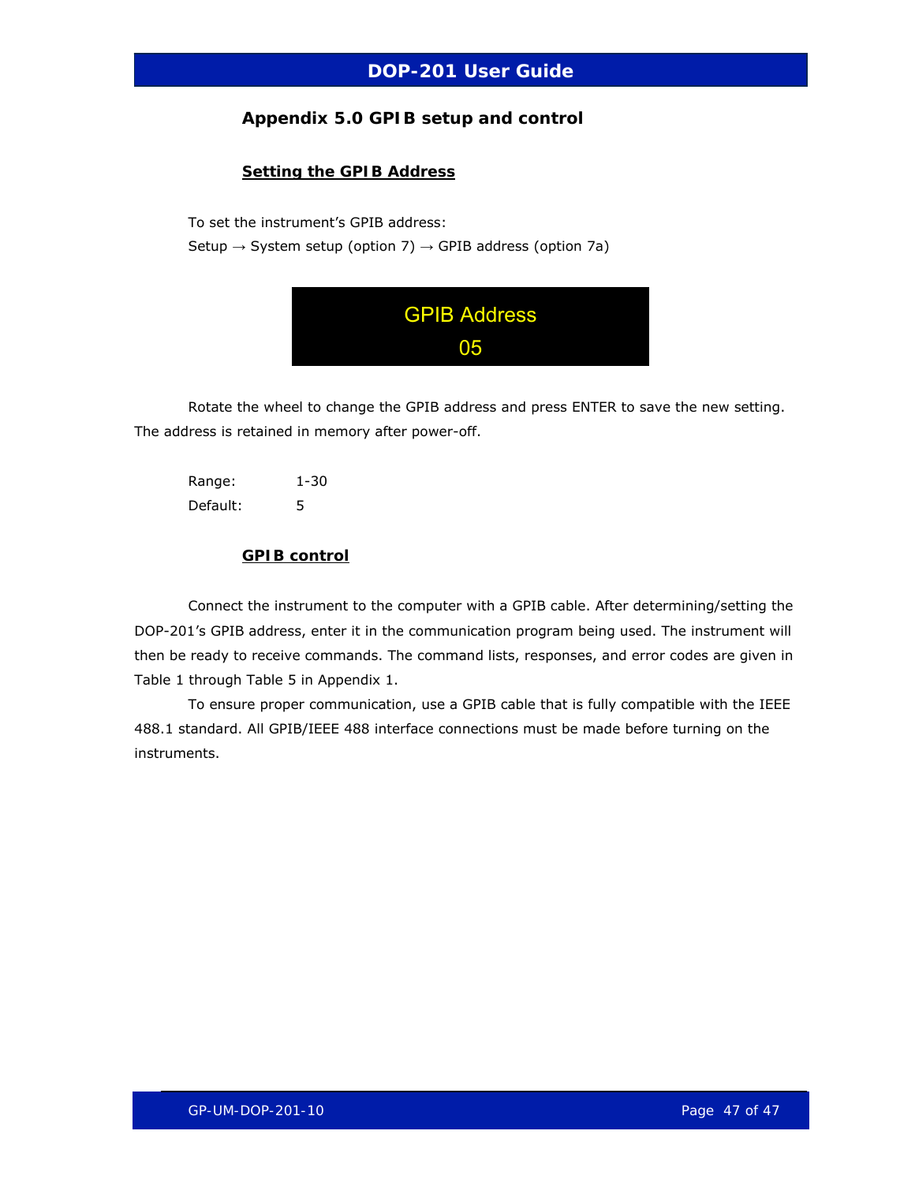## Appendix 5.0 GPIB setup and control

### Setting the GPIB Address

To set the instrument's GPIB address:

Setup → System setup (option 7) → GPIB address (option 7a)

GPIB Address

05

Rotate the wheel to change the GPIB address and press ENTER to save the new setting. The address is retained in memory after power-off.

Range: 1-30

Default: 5

### GPIB control

Connect the instrument to the computer with a GPIB cable. After determining/setting the DOP-201's GPIB address, enter it in the communication program being used. The instrument will then be ready to receive commands. The command lists, responses, and error codes are given in Table 1 through Table 5 in Appendix 1.

To ensure proper communication, use a GPIB cable that is fully compatible with the IEEE 488.1 standard. All GPIB/IEEE 488 interface connections must be made before turning on the instruments.